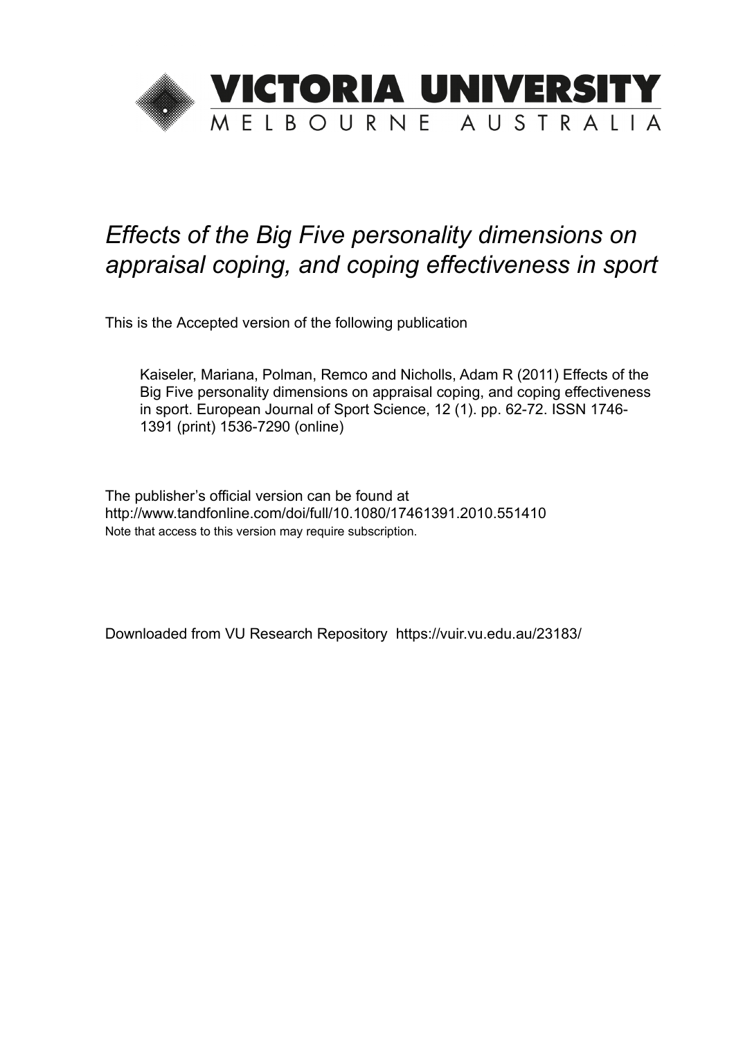# VICTORIA UNIVERSITY

MELBOURNE AUSTRALIA

*Effects of the Big Five personality dimensions on appraisal coping, and coping effectiveness in sport*

This is the Accepted version of the following publication

Kaiseler, Mariana, Polman, Remco and Nicholls, Adam R (2011) Effects of the Big Five personality dimensions on appraisal coping, and coping effectiveness in sport. European Journal of Sport Science, 12 (1). pp. 62-72. ISSN 1746-1391 (print) 1536-7290 (online)

The publisher's official version can be found at
http://www.tandfonline.com/doi/full/10.1080/17461391.2010.551410
Note that access to this version may require subscription.

Downloaded from VU Research Repository https://vuir.vu.edu.au/23183/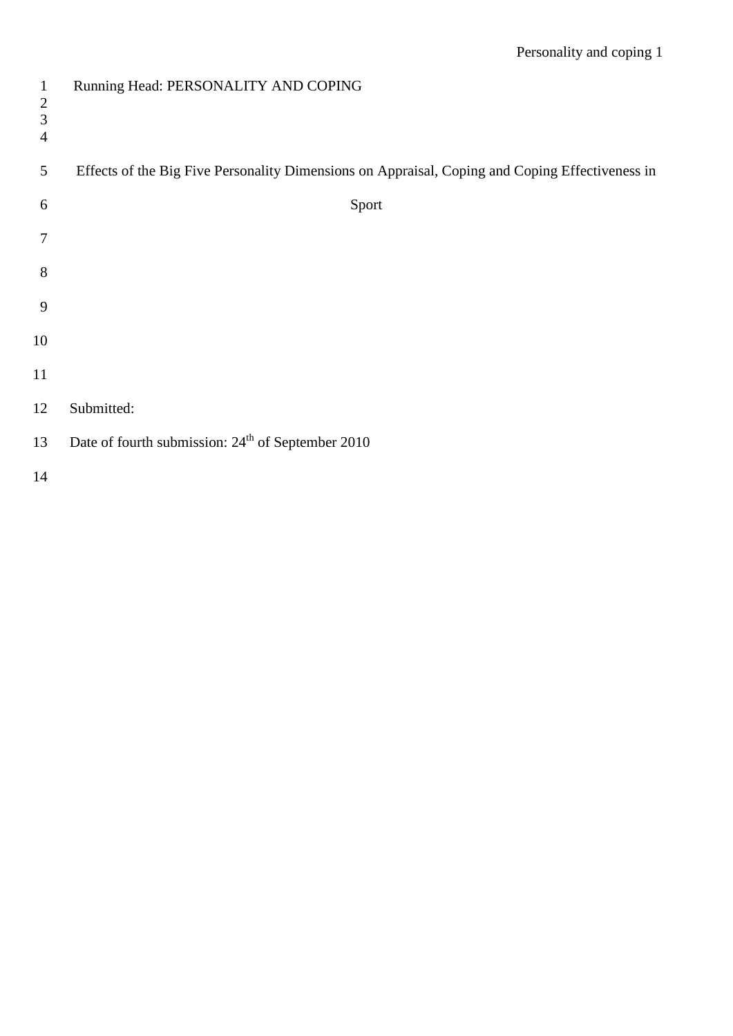Running Head: PERSONALITY AND COPING

# Effects of the Big Five Personality Dimensions on Appraisal, Coping and Coping Effectiveness in Sport

Submitted:

Date of fourth submission: 24th of September 2010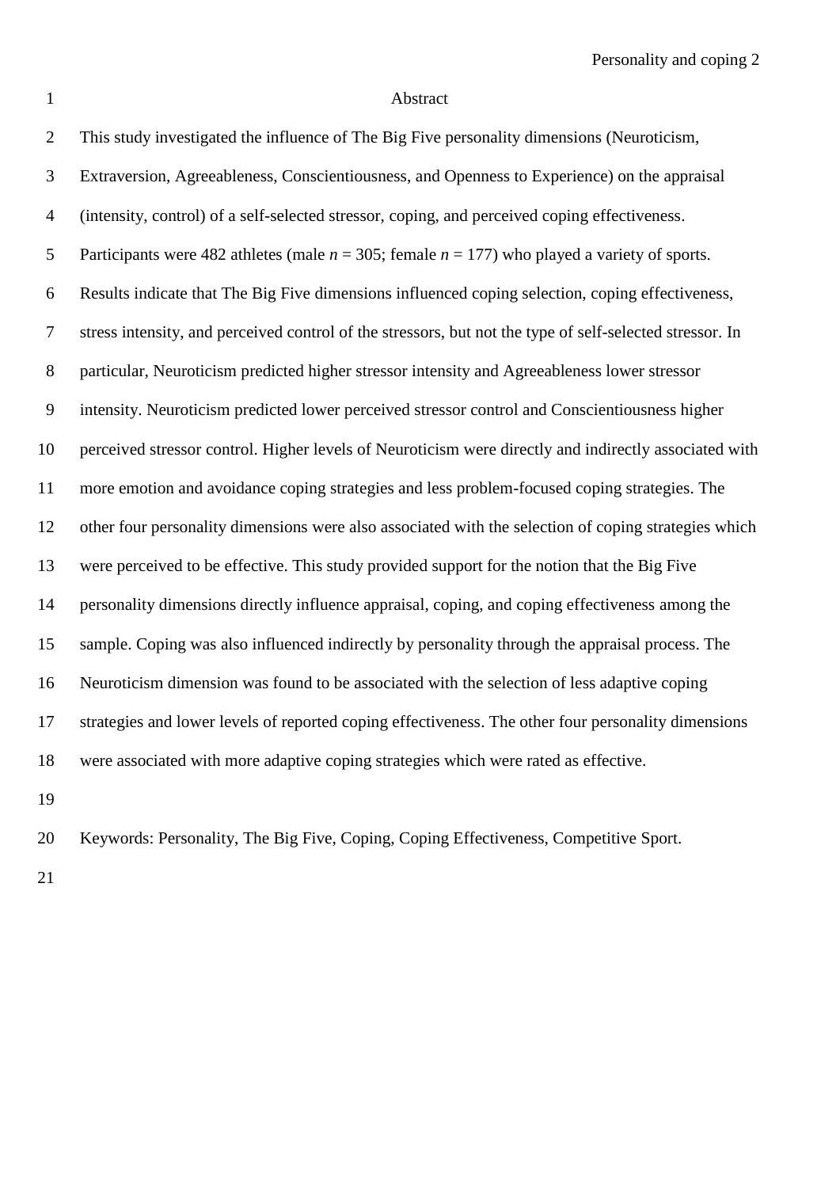# Abstract

This study investigated the influence of The Big Five personality dimensions (Neuroticism, Extraversion, Agreeableness, Conscientiousness, and Openness to Experience) on the appraisal (intensity, control) of a self-selected stressor, coping, and perceived coping effectiveness. Participants were 482 athletes (male $n$ = 305; female $n$ = 177) who played a variety of sports. Results indicate that The Big Five dimensions influenced coping selection, coping effectiveness, stress intensity, and perceived control of the stressors, but not the type of self-selected stressor. In particular, Neuroticism predicted higher stressor intensity and Agreeableness lower stressor intensity. Neuroticism predicted lower perceived stressor control and Conscientiousness higher perceived stressor control. Higher levels of Neuroticism were directly and indirectly associated with more emotion and avoidance coping strategies and less problem-focused coping strategies. The other four personality dimensions were also associated with the selection of coping strategies which were perceived to be effective. This study provided support for the notion that the Big Five personality dimensions directly influence appraisal, coping, and coping effectiveness among the sample. Coping was also influenced indirectly by personality through the appraisal process. The Neuroticism dimension was found to be associated with the selection of less adaptive coping strategies and lower levels of reported coping effectiveness. The other four personality dimensions were associated with more adaptive coping strategies which were rated as effective.

Keywords: Personality, The Big Five, Coping, Coping Effectiveness, Competitive Sport.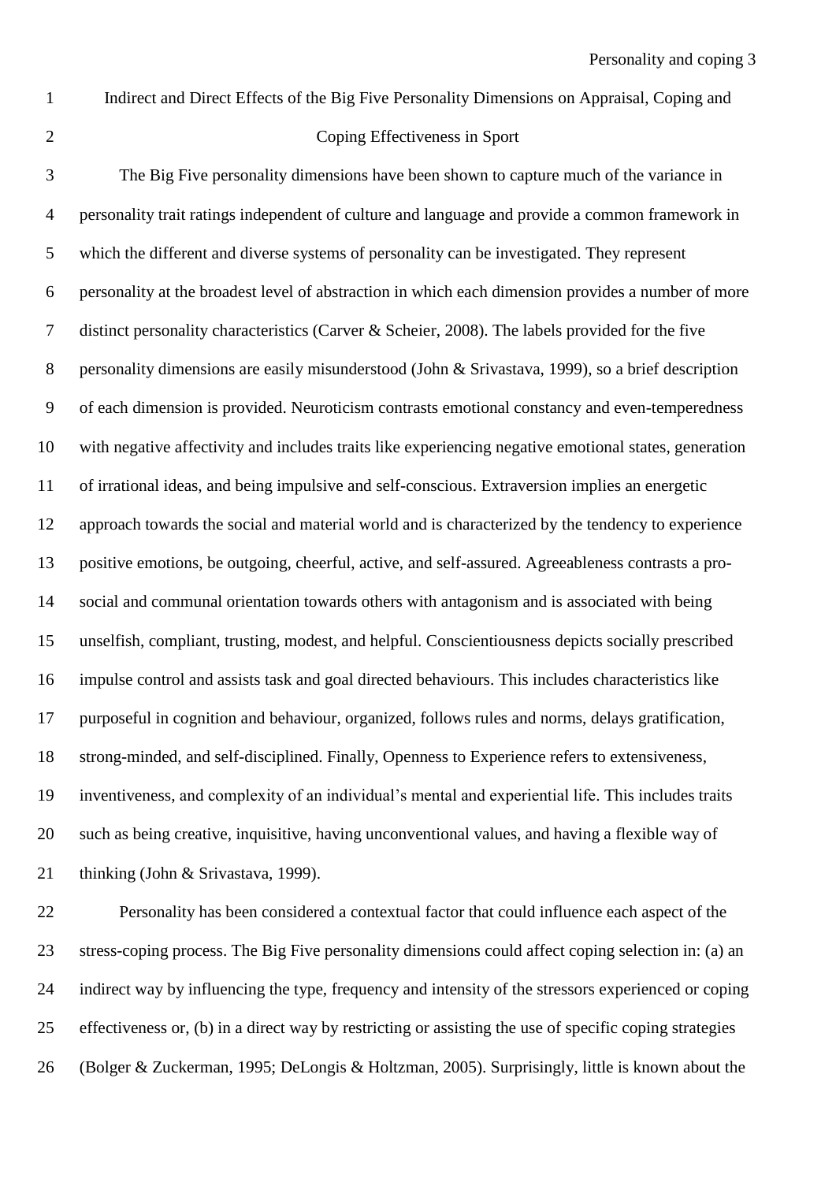# Indirect and Direct Effects of the Big Five Personality Dimensions on Appraisal, Coping and Coping Effectiveness in Sport

The Big Five personality dimensions have been shown to capture much of the variance in personality trait ratings independent of culture and language and provide a common framework in which the different and diverse systems of personality can be investigated. They represent personality at the broadest level of abstraction in which each dimension provides a number of more distinct personality characteristics (Carver & Scheier, 2008). The labels provided for the five personality dimensions are easily misunderstood (John & Srivastava, 1999), so a brief description of each dimension is provided. Neuroticism contrasts emotional constancy and even-temperedness with negative affectivity and includes traits like experiencing negative emotional states, generation of irrational ideas, and being impulsive and self-conscious. Extraversion implies an energetic approach towards the social and material world and is characterized by the tendency to experience positive emotions, be outgoing, cheerful, active, and self-assured. Agreeableness contrasts a pro-social and communal orientation towards others with antagonism and is associated with being unselfish, compliant, trusting, modest, and helpful. Conscientiousness depicts socially prescribed impulse control and assists task and goal directed behaviours. This includes characteristics like purposeful in cognition and behaviour, organized, follows rules and norms, delays gratification, strong-minded, and self-disciplined. Finally, Openness to Experience refers to extensiveness, inventiveness, and complexity of an individual's mental and experiential life. This includes traits such as being creative, inquisitive, having unconventional values, and having a flexible way of thinking (John & Srivastava, 1999).

Personality has been considered a contextual factor that could influence each aspect of the stress-coping process. The Big Five personality dimensions could affect coping selection in: (a) an indirect way by influencing the type, frequency and intensity of the stressors experienced or coping effectiveness or, (b) in a direct way by restricting or assisting the use of specific coping strategies (Bolger & Zuckerman, 1995; DeLongis & Holtzman, 2005). Surprisingly, little is known about the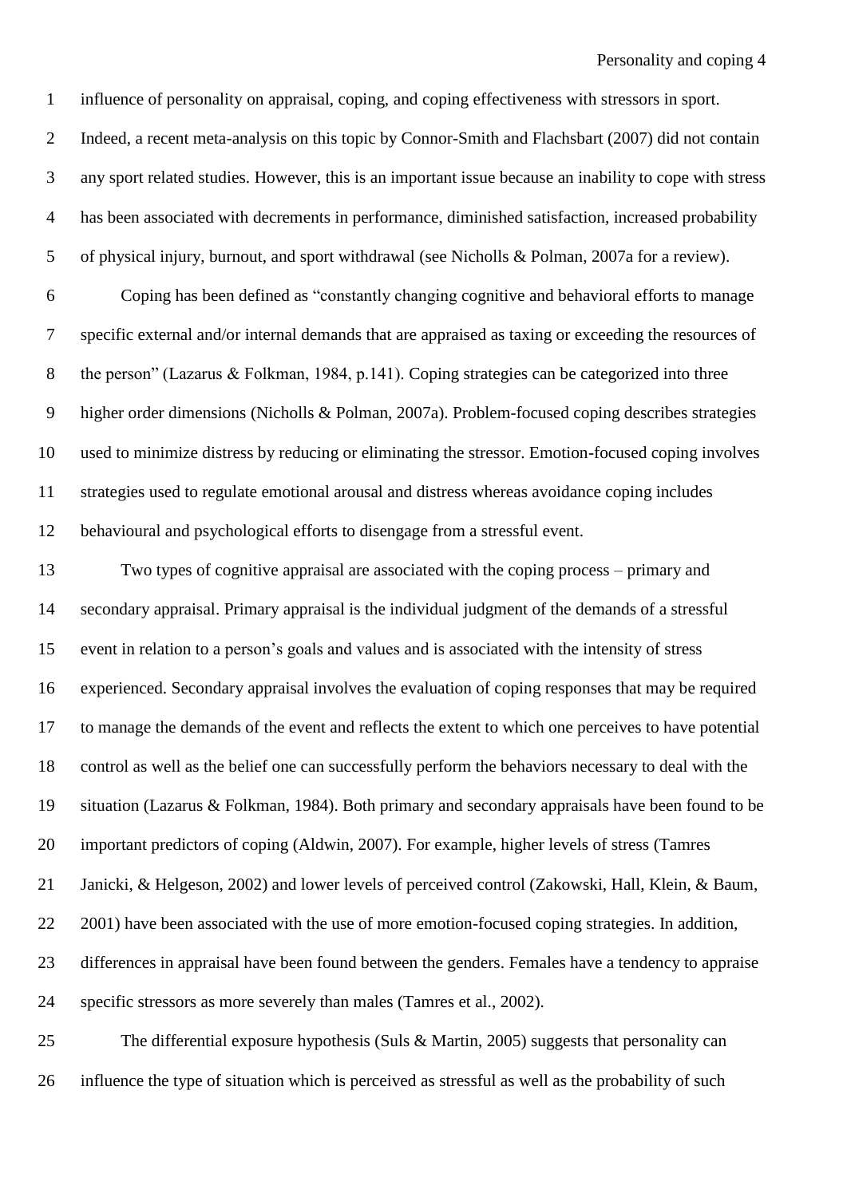influence of personality on appraisal, coping, and coping effectiveness with stressors in sport. Indeed, a recent meta-analysis on this topic by Connor-Smith and Flachsbart (2007) did not contain any sport related studies. However, this is an important issue because an inability to cope with stress has been associated with decrements in performance, diminished satisfaction, increased probability of physical injury, burnout, and sport withdrawal (see Nicholls & Polman, 2007a for a review).

Coping has been defined as "constantly changing cognitive and behavioral efforts to manage specific external and/or internal demands that are appraised as taxing or exceeding the resources of the person" (Lazarus & Folkman, 1984, p.141). Coping strategies can be categorized into three higher order dimensions (Nicholls & Polman, 2007a). Problem-focused coping describes strategies used to minimize distress by reducing or eliminating the stressor. Emotion-focused coping involves strategies used to regulate emotional arousal and distress whereas avoidance coping includes behavioural and psychological efforts to disengage from a stressful event.

Two types of cognitive appraisal are associated with the coping process – primary and secondary appraisal. Primary appraisal is the individual judgment of the demands of a stressful event in relation to a person's goals and values and is associated with the intensity of stress experienced. Secondary appraisal involves the evaluation of coping responses that may be required to manage the demands of the event and reflects the extent to which one perceives to have potential control as well as the belief one can successfully perform the behaviors necessary to deal with the situation (Lazarus & Folkman, 1984). Both primary and secondary appraisals have been found to be important predictors of coping (Aldwin, 2007). For example, higher levels of stress (Tamres Janicki, & Helgeson, 2002) and lower levels of perceived control (Zakowski, Hall, Klein, & Baum, 2001) have been associated with the use of more emotion-focused coping strategies. In addition, differences in appraisal have been found between the genders. Females have a tendency to appraise specific stressors as more severely than males (Tamres et al., 2002).

The differential exposure hypothesis (Suls & Martin, 2005) suggests that personality can influence the type of situation which is perceived as stressful as well as the probability of such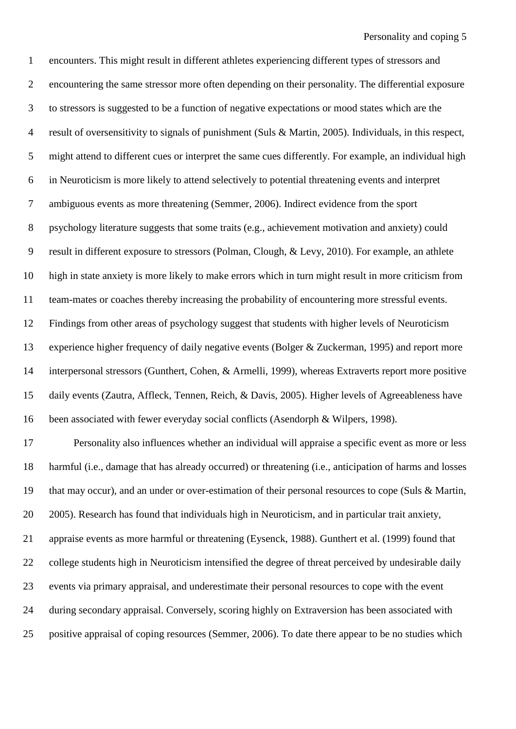encounters. This might result in different athletes experiencing different types of stressors and encountering the same stressor more often depending on their personality. The differential exposure to stressors is suggested to be a function of negative expectations or mood states which are the result of oversensitivity to signals of punishment (Suls & Martin, 2005). Individuals, in this respect, might attend to different cues or interpret the same cues differently. For example, an individual high in Neuroticism is more likely to attend selectively to potential threatening events and interpret ambiguous events as more threatening (Semmer, 2006). Indirect evidence from the sport psychology literature suggests that some traits (e.g., achievement motivation and anxiety) could result in different exposure to stressors (Polman, Clough, & Levy, 2010). For example, an athlete high in state anxiety is more likely to make errors which in turn might result in more criticism from team-mates or coaches thereby increasing the probability of encountering more stressful events. Findings from other areas of psychology suggest that students with higher levels of Neuroticism experience higher frequency of daily negative events (Bolger & Zuckerman, 1995) and report more interpersonal stressors (Gunthert, Cohen, & Armelli, 1999), whereas Extraverts report more positive daily events (Zautra, Affleck, Tennen, Reich, & Davis, 2005). Higher levels of Agreeableness have been associated with fewer everyday social conflicts (Asendorph & Wilpers, 1998).

Personality also influences whether an individual will appraise a specific event as more or less harmful (i.e., damage that has already occurred) or threatening (i.e., anticipation of harms and losses that may occur), and an under or over-estimation of their personal resources to cope (Suls & Martin, 2005). Research has found that individuals high in Neuroticism, and in particular trait anxiety, appraise events as more harmful or threatening (Eysenck, 1988). Gunthert et al. (1999) found that college students high in Neuroticism intensified the degree of threat perceived by undesirable daily events via primary appraisal, and underestimate their personal resources to cope with the event during secondary appraisal. Conversely, scoring highly on Extraversion has been associated with positive appraisal of coping resources (Semmer, 2006). To date there appear to be no studies which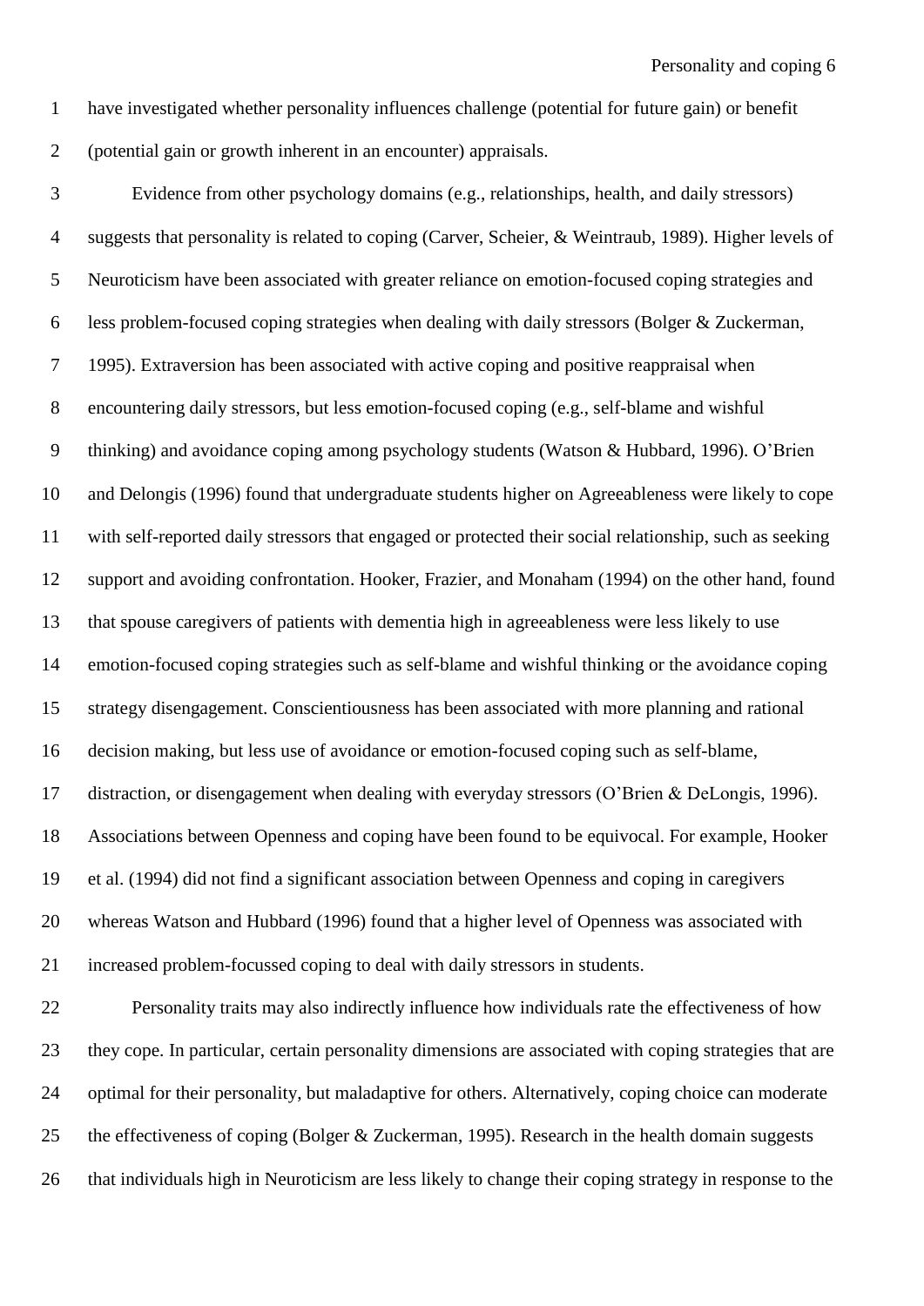have investigated whether personality influences challenge (potential for future gain) or benefit (potential gain or growth inherent in an encounter) appraisals.

Evidence from other psychology domains (e.g., relationships, health, and daily stressors) suggests that personality is related to coping (Carver, Scheier, & Weintraub, 1989). Higher levels of Neuroticism have been associated with greater reliance on emotion-focused coping strategies and less problem-focused coping strategies when dealing with daily stressors (Bolger & Zuckerman, 1995). Extraversion has been associated with active coping and positive reappraisal when encountering daily stressors, but less emotion-focused coping (e.g., self-blame and wishful thinking) and avoidance coping among psychology students (Watson & Hubbard, 1996). O'Brien and Delongis (1996) found that undergraduate students higher on Agreeableness were likely to cope with self-reported daily stressors that engaged or protected their social relationship, such as seeking support and avoiding confrontation. Hooker, Frazier, and Monaham (1994) on the other hand, found that spouse caregivers of patients with dementia high in agreeableness were less likely to use emotion-focused coping strategies such as self-blame and wishful thinking or the avoidance coping strategy disengagement. Conscientiousness has been associated with more planning and rational decision making, but less use of avoidance or emotion-focused coping such as self-blame, distraction, or disengagement when dealing with everyday stressors (O'Brien & DeLongis, 1996). Associations between Openness and coping have been found to be equivocal. For example, Hooker et al. (1994) did not find a significant association between Openness and coping in caregivers whereas Watson and Hubbard (1996) found that a higher level of Openness was associated with increased problem-focussed coping to deal with daily stressors in students.

Personality traits may also indirectly influence how individuals rate the effectiveness of how they cope. In particular, certain personality dimensions are associated with coping strategies that are optimal for their personality, but maladaptive for others. Alternatively, coping choice can moderate the effectiveness of coping (Bolger & Zuckerman, 1995). Research in the health domain suggests that individuals high in Neuroticism are less likely to change their coping strategy in response to the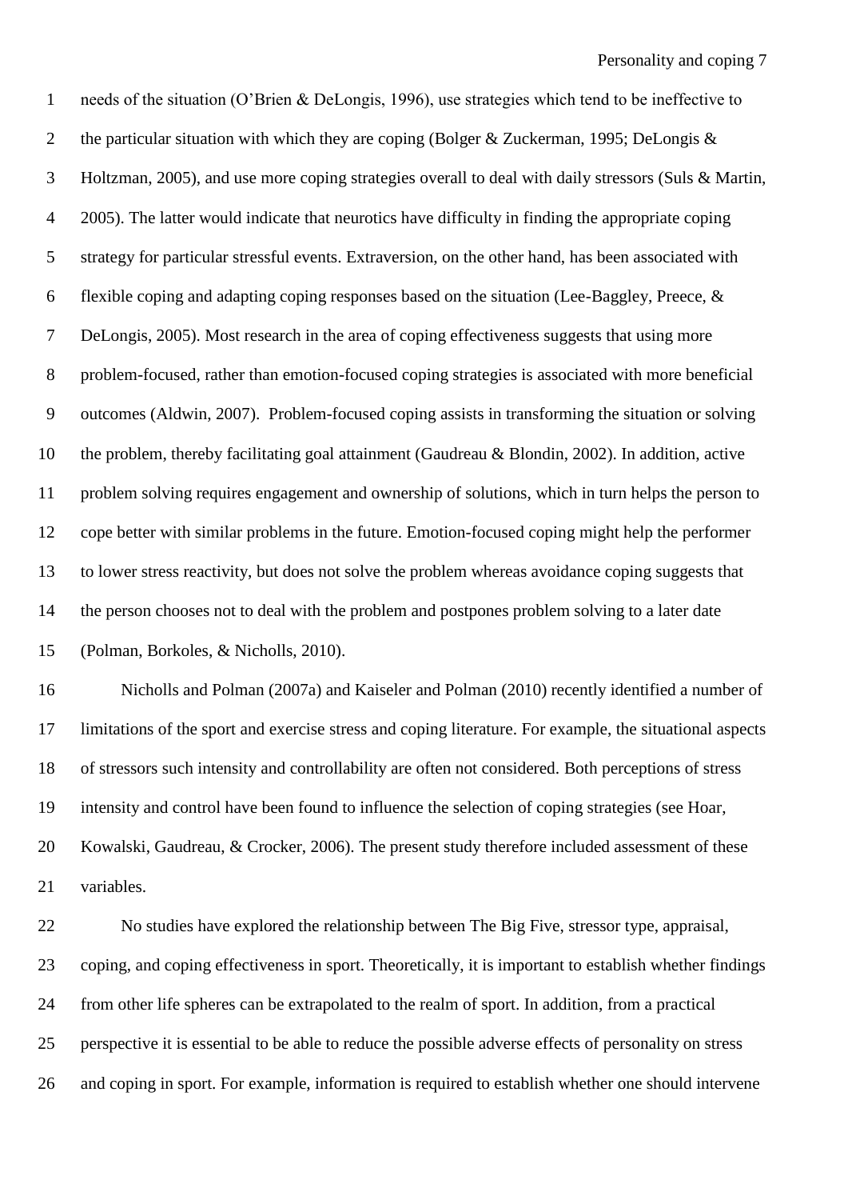needs of the situation (O'Brien & DeLongis, 1996), use strategies which tend to be ineffective to the particular situation with which they are coping (Bolger & Zuckerman, 1995; DeLongis & Holtzman, 2005), and use more coping strategies overall to deal with daily stressors (Suls & Martin, 2005). The latter would indicate that neurotics have difficulty in finding the appropriate coping strategy for particular stressful events. Extraversion, on the other hand, has been associated with flexible coping and adapting coping responses based on the situation (Lee-Baggley, Preece, & DeLongis, 2005). Most research in the area of coping effectiveness suggests that using more problem-focused, rather than emotion-focused coping strategies is associated with more beneficial outcomes (Aldwin, 2007). Problem-focused coping assists in transforming the situation or solving the problem, thereby facilitating goal attainment (Gaudreau & Blondin, 2002). In addition, active problem solving requires engagement and ownership of solutions, which in turn helps the person to cope better with similar problems in the future. Emotion-focused coping might help the performer to lower stress reactivity, but does not solve the problem whereas avoidance coping suggests that the person chooses not to deal with the problem and postpones problem solving to a later date (Polman, Borkoles, & Nicholls, 2010).

Nicholls and Polman (2007a) and Kaiseler and Polman (2010) recently identified a number of limitations of the sport and exercise stress and coping literature. For example, the situational aspects of stressors such intensity and controllability are often not considered. Both perceptions of stress intensity and control have been found to influence the selection of coping strategies (see Hoar, Kowalski, Gaudreau, & Crocker, 2006). The present study therefore included assessment of these variables.

No studies have explored the relationship between The Big Five, stressor type, appraisal, coping, and coping effectiveness in sport. Theoretically, it is important to establish whether findings from other life spheres can be extrapolated to the realm of sport. In addition, from a practical perspective it is essential to be able to reduce the possible adverse effects of personality on stress and coping in sport. For example, information is required to establish whether one should intervene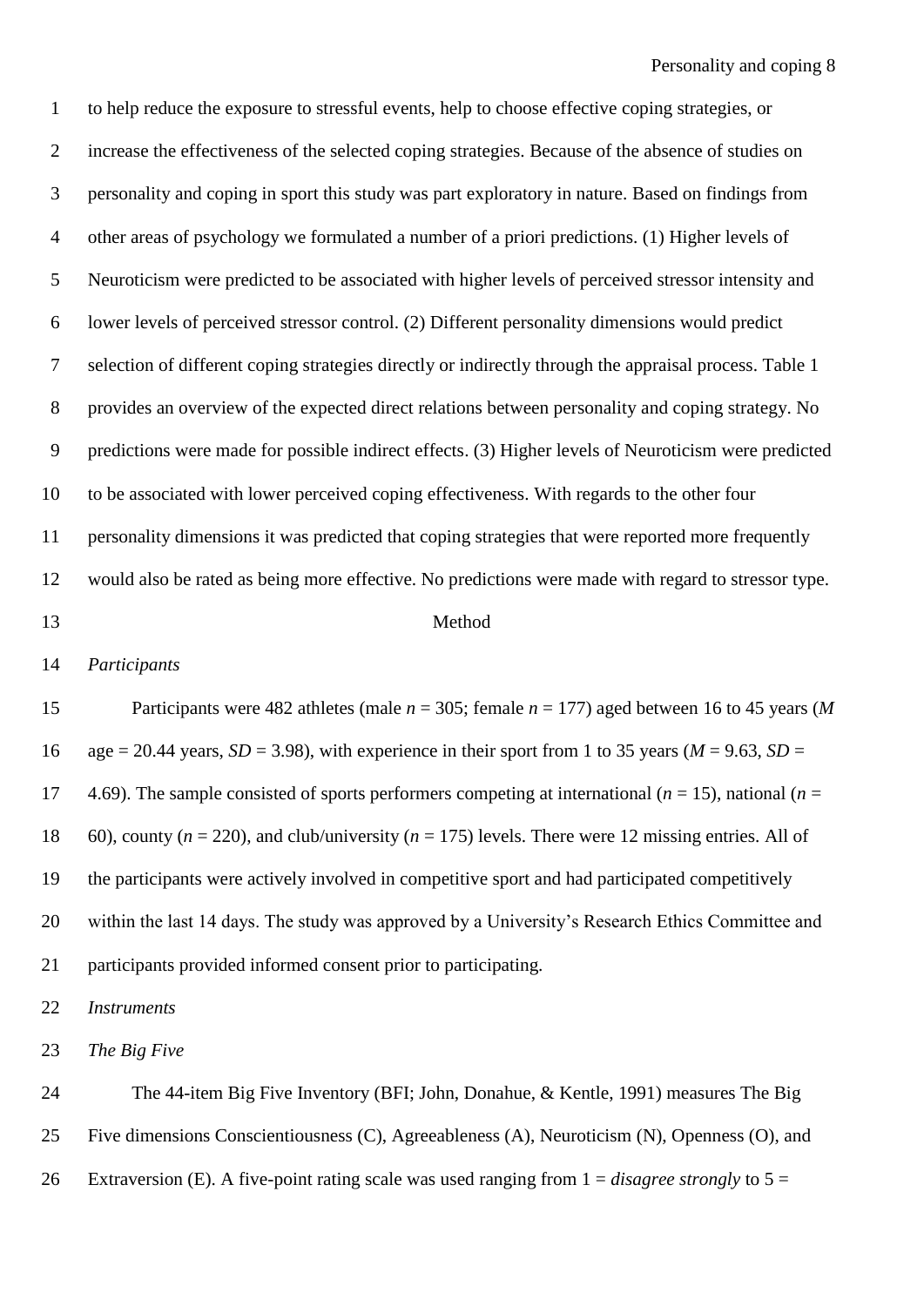to help reduce the exposure to stressful events, help to choose effective coping strategies, or increase the effectiveness of the selected coping strategies. Because of the absence of studies on personality and coping in sport this study was part exploratory in nature. Based on findings from other areas of psychology we formulated a number of a priori predictions. (1) Higher levels of Neuroticism were predicted to be associated with higher levels of perceived stressor intensity and lower levels of perceived stressor control. (2) Different personality dimensions would predict selection of different coping strategies directly or indirectly through the appraisal process. Table 1 provides an overview of the expected direct relations between personality and coping strategy. No predictions were made for possible indirect effects. (3) Higher levels of Neuroticism were predicted to be associated with lower perceived coping effectiveness. With regards to the other four personality dimensions it was predicted that coping strategies that were reported more frequently would also be rated as being more effective. No predictions were made with regard to stressor type.

## Method

### *Participants*

Participants were 482 athletes (male $n$ = 305; female $n$ = 177) aged between 16 to 45 years ($M$ age = 20.44 years, $SD$ = 3.98), with experience in their sport from 1 to 35 years ($M$ = 9.63, $SD$ = 4.69). The sample consisted of sports performers competing at international ($n$ = 15), national ($n$ = 60), county ($n$ = 220), and club/university ($n$ = 175) levels. There were 12 missing entries. All of the participants were actively involved in competitive sport and had participated competitively within the last 14 days. The study was approved by a University's Research Ethics Committee and participants provided informed consent prior to participating.

### *Instruments*

#### *The Big Five*

The 44-item Big Five Inventory (BFI; John, Donahue, & Kentle, 1991) measures The Big Five dimensions Conscientiousness (C), Agreeableness (A), Neuroticism (N), Openness (O), and Extraversion (E). A five-point rating scale was used ranging from 1 = *disagree strongly* to 5 =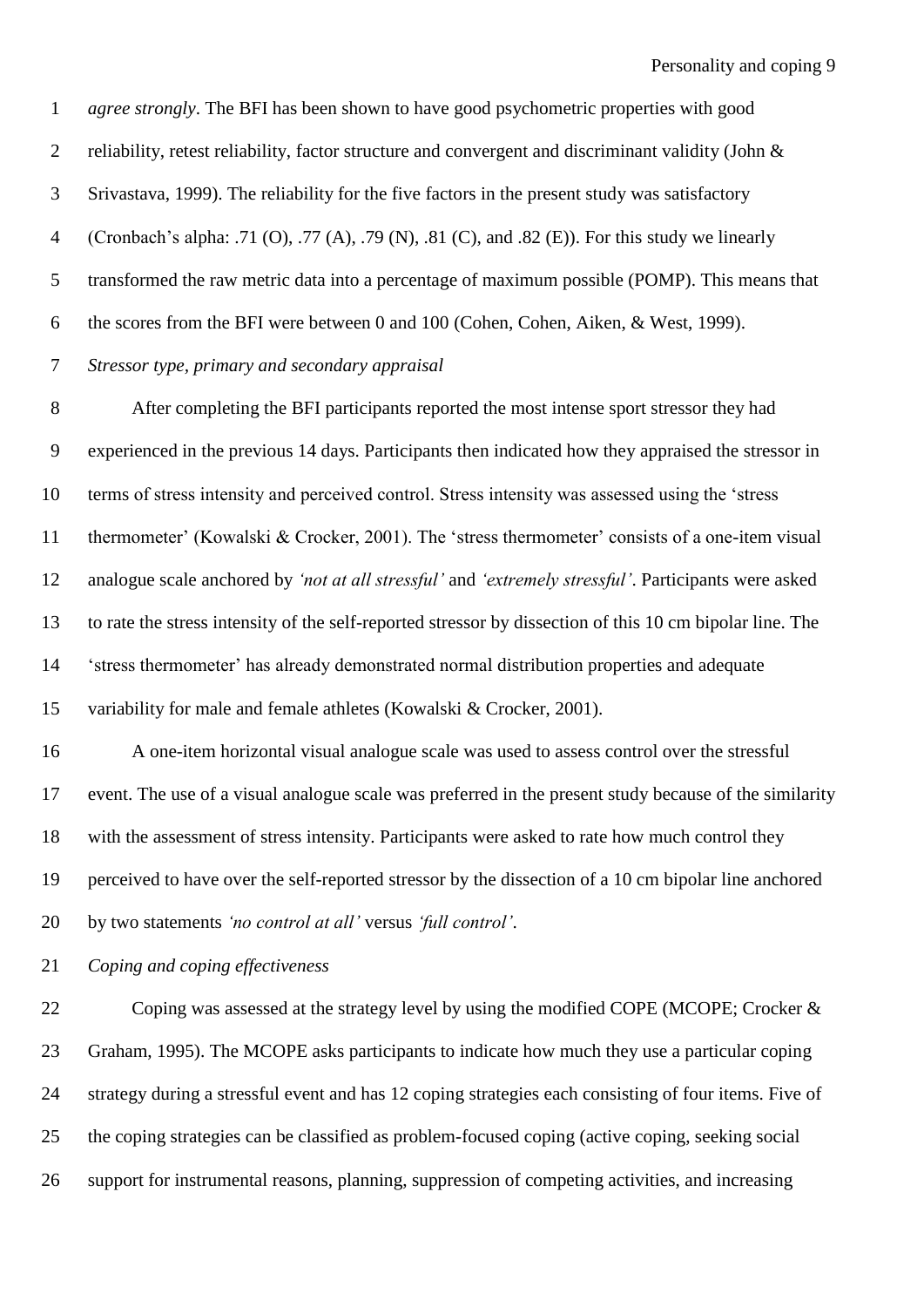*agree strongly*. The BFI has been shown to have good psychometric properties with good reliability, retest reliability, factor structure and convergent and discriminant validity (John & Srivastava, 1999). The reliability for the five factors in the present study was satisfactory (Cronbach's alpha: .71 (O), .77 (A), .79 (N), .81 (C), and .82 (E)). For this study we linearly transformed the raw metric data into a percentage of maximum possible (POMP). This means that the scores from the BFI were between 0 and 100 (Cohen, Cohen, Aiken, & West, 1999).

*Stressor type, primary and secondary appraisal*

After completing the BFI participants reported the most intense sport stressor they had experienced in the previous 14 days. Participants then indicated how they appraised the stressor in terms of stress intensity and perceived control. Stress intensity was assessed using the 'stress thermometer' (Kowalski & Crocker, 2001). The 'stress thermometer' consists of a one-item visual analogue scale anchored by *'not at all stressful'* and *'extremely stressful'*. Participants were asked to rate the stress intensity of the self-reported stressor by dissection of this 10 cm bipolar line. The 'stress thermometer' has already demonstrated normal distribution properties and adequate variability for male and female athletes (Kowalski & Crocker, 2001).

A one-item horizontal visual analogue scale was used to assess control over the stressful event. The use of a visual analogue scale was preferred in the present study because of the similarity with the assessment of stress intensity. Participants were asked to rate how much control they perceived to have over the self-reported stressor by the dissection of a 10 cm bipolar line anchored by two statements *'no control at all'* versus *'full control'*.

*Coping and coping effectiveness*

Coping was assessed at the strategy level by using the modified COPE (MCOPE; Crocker & Graham, 1995). The MCOPE asks participants to indicate how much they use a particular coping strategy during a stressful event and has 12 coping strategies each consisting of four items. Five of the coping strategies can be classified as problem-focused coping (active coping, seeking social support for instrumental reasons, planning, suppression of competing activities, and increasing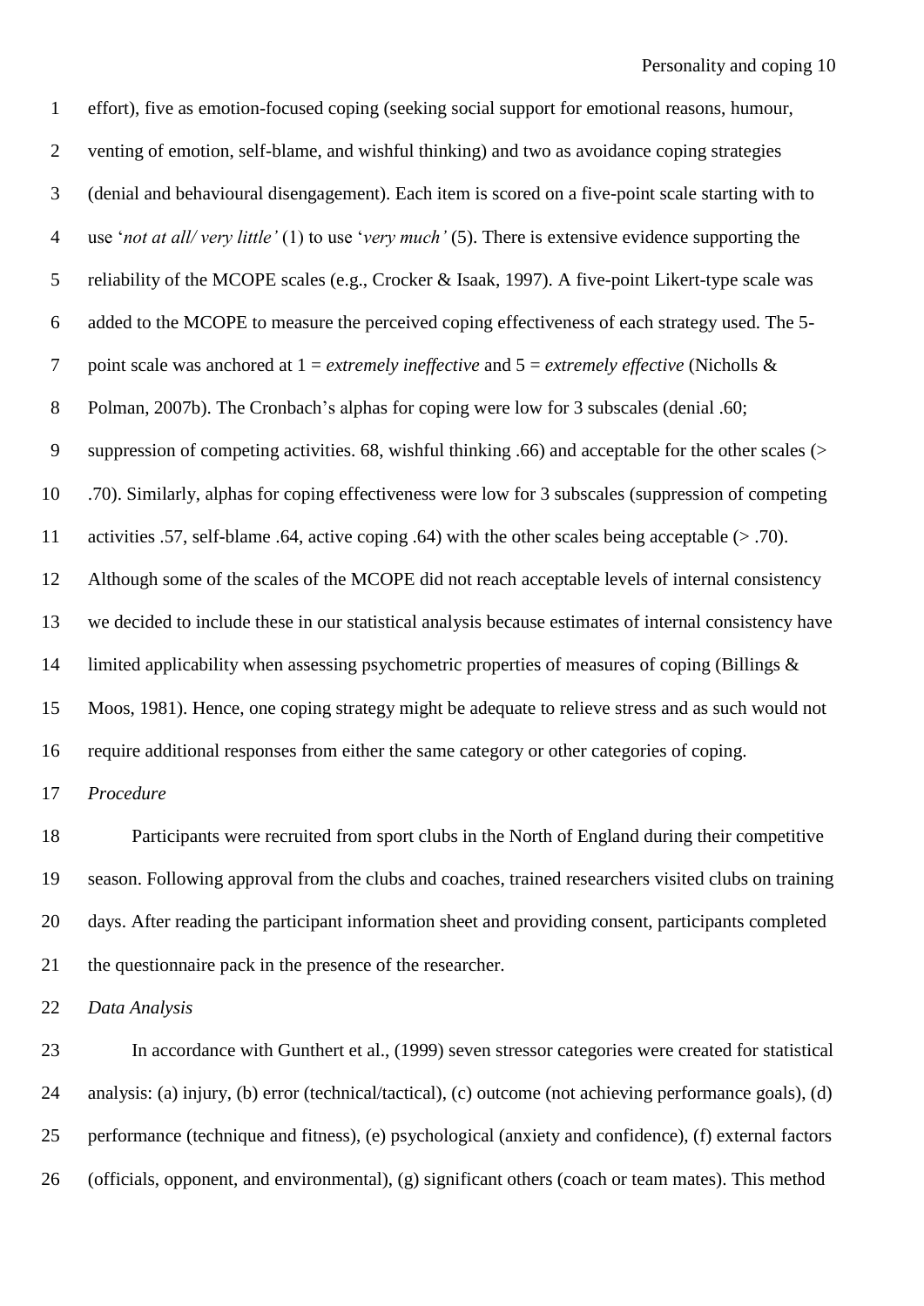effort), five as emotion-focused coping (seeking social support for emotional reasons, humour, venting of emotion, self-blame, and wishful thinking) and two as avoidance coping strategies (denial and behavioural disengagement). Each item is scored on a five-point scale starting with to use '*not at all/ very little'* (1) to use '*very much'* (5). There is extensive evidence supporting the reliability of the MCOPE scales (e.g., Crocker & Isaak, 1997). A five-point Likert-type scale was added to the MCOPE to measure the perceived coping effectiveness of each strategy used. The 5-point scale was anchored at 1 = *extremely ineffective* and 5 = *extremely effective* (Nicholls & Polman, 2007b). The Cronbach's alphas for coping were low for 3 subscales (denial .60; suppression of competing activities. 68, wishful thinking .66) and acceptable for the other scales (> .70). Similarly, alphas for coping effectiveness were low for 3 subscales (suppression of competing activities .57, self-blame .64, active coping .64) with the other scales being acceptable (> .70). Although some of the scales of the MCOPE did not reach acceptable levels of internal consistency we decided to include these in our statistical analysis because estimates of internal consistency have limited applicability when assessing psychometric properties of measures of coping (Billings & Moos, 1981). Hence, one coping strategy might be adequate to relieve stress and as such would not require additional responses from either the same category or other categories of coping.

*Procedure*

Participants were recruited from sport clubs in the North of England during their competitive season. Following approval from the clubs and coaches, trained researchers visited clubs on training days. After reading the participant information sheet and providing consent, participants completed the questionnaire pack in the presence of the researcher.

*Data Analysis*

In accordance with Gunthert et al., (1999) seven stressor categories were created for statistical analysis: (a) injury, (b) error (technical/tactical), (c) outcome (not achieving performance goals), (d) performance (technique and fitness), (e) psychological (anxiety and confidence), (f) external factors (officials, opponent, and environmental), (g) significant others (coach or team mates). This method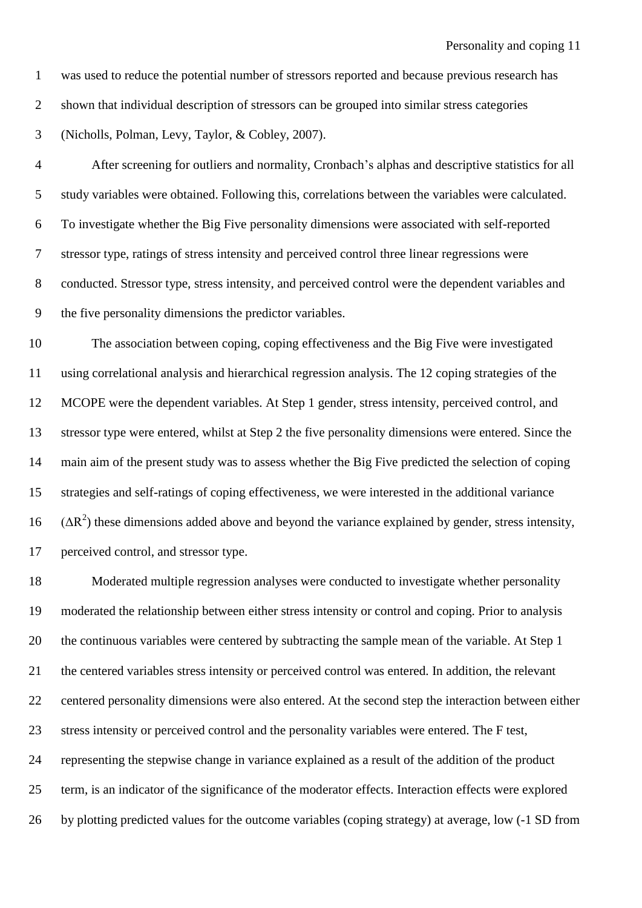was used to reduce the potential number of stressors reported and because previous research has shown that individual description of stressors can be grouped into similar stress categories (Nicholls, Polman, Levy, Taylor, & Cobley, 2007).

After screening for outliers and normality, Cronbach's alphas and descriptive statistics for all study variables were obtained. Following this, correlations between the variables were calculated. To investigate whether the Big Five personality dimensions were associated with self-reported stressor type, ratings of stress intensity and perceived control three linear regressions were conducted. Stressor type, stress intensity, and perceived control were the dependent variables and the five personality dimensions the predictor variables.

The association between coping, coping effectiveness and the Big Five were investigated using correlational analysis and hierarchical regression analysis. The 12 coping strategies of the MCOPE were the dependent variables. At Step 1 gender, stress intensity, perceived control, and stressor type were entered, whilst at Step 2 the five personality dimensions were entered. Since the main aim of the present study was to assess whether the Big Five predicted the selection of coping strategies and self-ratings of coping effectiveness, we were interested in the additional variance ($\Delta R^2$) these dimensions added above and beyond the variance explained by gender, stress intensity, perceived control, and stressor type.

Moderated multiple regression analyses were conducted to investigate whether personality moderated the relationship between either stress intensity or control and coping. Prior to analysis the continuous variables were centered by subtracting the sample mean of the variable. At Step 1 the centered variables stress intensity or perceived control was entered. In addition, the relevant centered personality dimensions were also entered. At the second step the interaction between either stress intensity or perceived control and the personality variables were entered. The F test, representing the stepwise change in variance explained as a result of the addition of the product term, is an indicator of the significance of the moderator effects. Interaction effects were explored by plotting predicted values for the outcome variables (coping strategy) at average, low (-1 SD from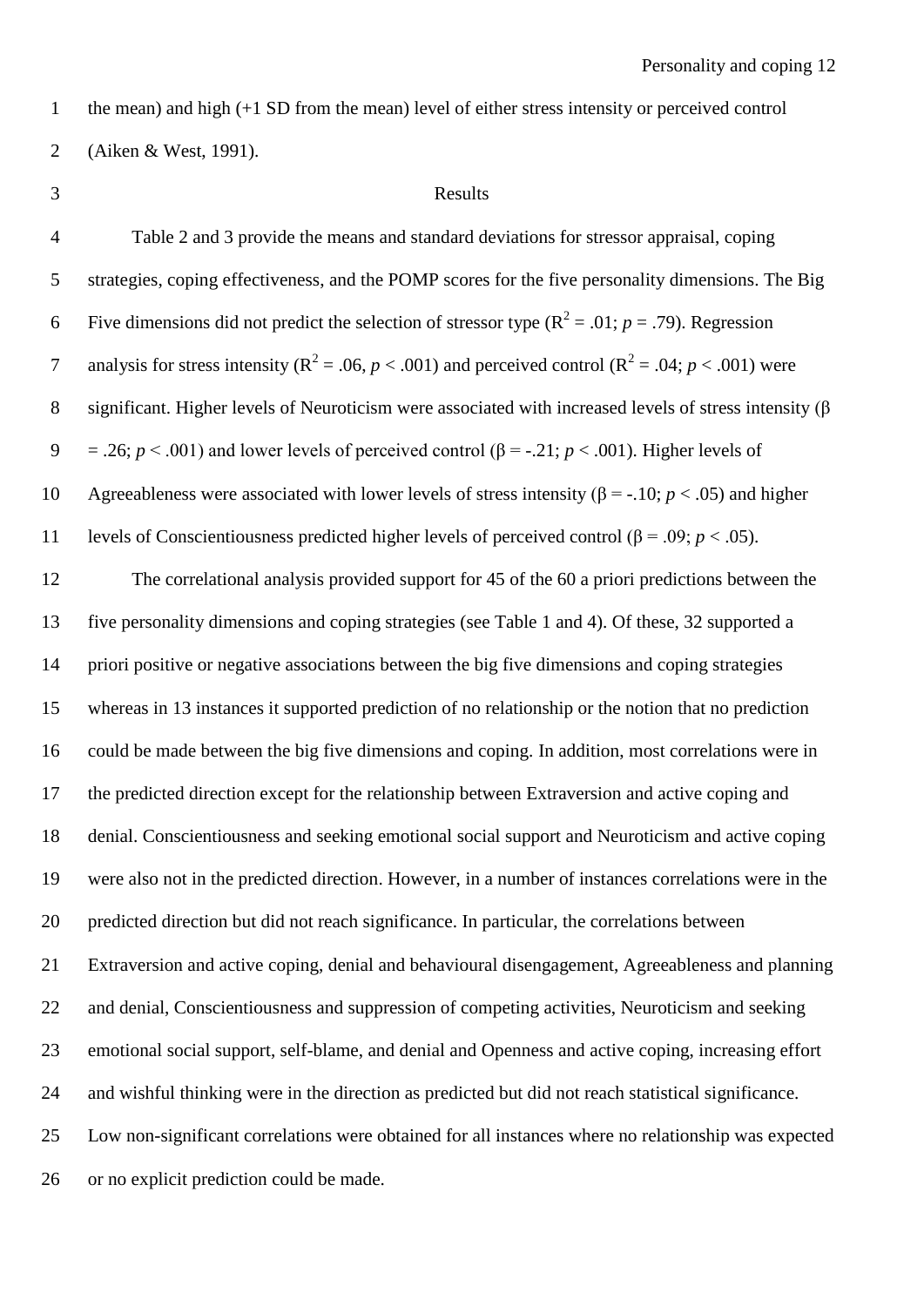the mean) and high (+1 SD from the mean) level of either stress intensity or perceived control (Aiken & West, 1991).

## Results

Table 2 and 3 provide the means and standard deviations for stressor appraisal, coping strategies, coping effectiveness, and the POMP scores for the five personality dimensions. The Big Five dimensions did not predict the selection of stressor type ($R^2 = .01$; $p = .79$). Regression analysis for stress intensity ($R^2 = .06$, $p < .001$) and perceived control ($R^2 = .04$; $p < .001$) were significant. Higher levels of Neuroticism were associated with increased levels of stress intensity ($\beta = .26$; $p < .001$) and lower levels of perceived control ($\beta = -.21$; $p < .001$). Higher levels of Agreeableness were associated with lower levels of stress intensity ($\beta = -.10$; $p < .05$) and higher levels of Conscientiousness predicted higher levels of perceived control ($\beta = .09$; $p < .05$).

The correlational analysis provided support for 45 of the 60 a priori predictions between the five personality dimensions and coping strategies (see Table 1 and 4). Of these, 32 supported a priori positive or negative associations between the big five dimensions and coping strategies whereas in 13 instances it supported prediction of no relationship or the notion that no prediction could be made between the big five dimensions and coping. In addition, most correlations were in the predicted direction except for the relationship between Extraversion and active coping and denial. Conscientiousness and seeking emotional social support and Neuroticism and active coping were also not in the predicted direction. However, in a number of instances correlations were in the predicted direction but did not reach significance. In particular, the correlations between Extraversion and active coping, denial and behavioural disengagement, Agreeableness and planning and denial, Conscientiousness and suppression of competing activities, Neuroticism and seeking emotional social support, self-blame, and denial and Openness and active coping, increasing effort and wishful thinking were in the direction as predicted but did not reach statistical significance. Low non-significant correlations were obtained for all instances where no relationship was expected or no explicit prediction could be made.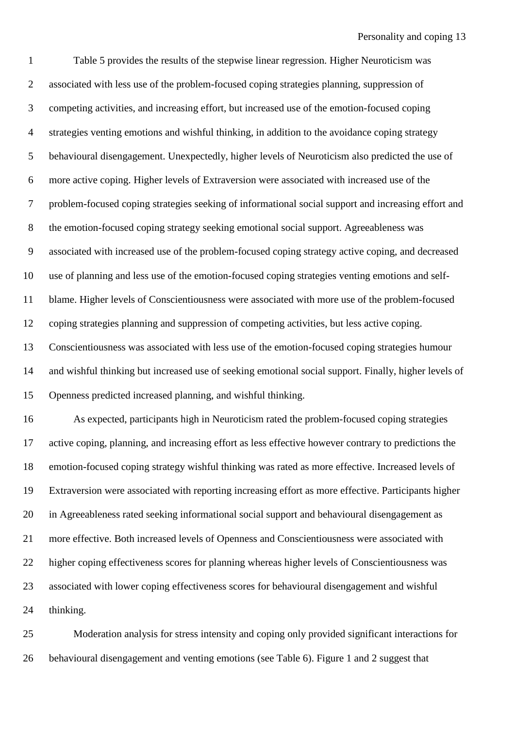Table 5 provides the results of the stepwise linear regression. Higher Neuroticism was associated with less use of the problem-focused coping strategies planning, suppression of competing activities, and increasing effort, but increased use of the emotion-focused coping strategies venting emotions and wishful thinking, in addition to the avoidance coping strategy behavioural disengagement. Unexpectedly, higher levels of Neuroticism also predicted the use of more active coping. Higher levels of Extraversion were associated with increased use of the problem-focused coping strategies seeking of informational social support and increasing effort and the emotion-focused coping strategy seeking emotional social support. Agreeableness was associated with increased use of the problem-focused coping strategy active coping, and decreased use of planning and less use of the emotion-focused coping strategies venting emotions and self-blame. Higher levels of Conscientiousness were associated with more use of the problem-focused coping strategies planning and suppression of competing activities, but less active coping. Conscientiousness was associated with less use of the emotion-focused coping strategies humour and wishful thinking but increased use of seeking emotional social support. Finally, higher levels of Openness predicted increased planning, and wishful thinking.

As expected, participants high in Neuroticism rated the problem-focused coping strategies active coping, planning, and increasing effort as less effective however contrary to predictions the emotion-focused coping strategy wishful thinking was rated as more effective. Increased levels of Extraversion were associated with reporting increasing effort as more effective. Participants higher in Agreeableness rated seeking informational social support and behavioural disengagement as more effective. Both increased levels of Openness and Conscientiousness were associated with higher coping effectiveness scores for planning whereas higher levels of Conscientiousness was associated with lower coping effectiveness scores for behavioural disengagement and wishful thinking.

Moderation analysis for stress intensity and coping only provided significant interactions for behavioural disengagement and venting emotions (see Table 6). Figure 1 and 2 suggest that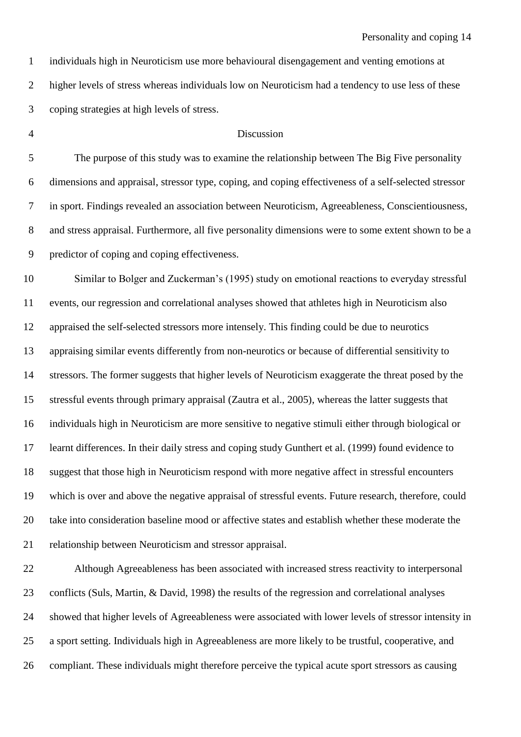individuals high in Neuroticism use more behavioural disengagement and venting emotions at higher levels of stress whereas individuals low on Neuroticism had a tendency to use less of these coping strategies at high levels of stress.

## Discussion

The purpose of this study was to examine the relationship between The Big Five personality dimensions and appraisal, stressor type, coping, and coping effectiveness of a self-selected stressor in sport. Findings revealed an association between Neuroticism, Agreeableness, Conscientiousness, and stress appraisal. Furthermore, all five personality dimensions were to some extent shown to be a predictor of coping and coping effectiveness.

Similar to Bolger and Zuckerman's (1995) study on emotional reactions to everyday stressful events, our regression and correlational analyses showed that athletes high in Neuroticism also appraised the self-selected stressors more intensely. This finding could be due to neurotics appraising similar events differently from non-neurotics or because of differential sensitivity to stressors. The former suggests that higher levels of Neuroticism exaggerate the threat posed by the stressful events through primary appraisal (Zautra et al., 2005), whereas the latter suggests that individuals high in Neuroticism are more sensitive to negative stimuli either through biological or learnt differences. In their daily stress and coping study Gunthert et al. (1999) found evidence to suggest that those high in Neuroticism respond with more negative affect in stressful encounters which is over and above the negative appraisal of stressful events. Future research, therefore, could take into consideration baseline mood or affective states and establish whether these moderate the relationship between Neuroticism and stressor appraisal.

Although Agreeableness has been associated with increased stress reactivity to interpersonal conflicts (Suls, Martin, & David, 1998) the results of the regression and correlational analyses showed that higher levels of Agreeableness were associated with lower levels of stressor intensity in a sport setting. Individuals high in Agreeableness are more likely to be trustful, cooperative, and compliant. These individuals might therefore perceive the typical acute sport stressors as causing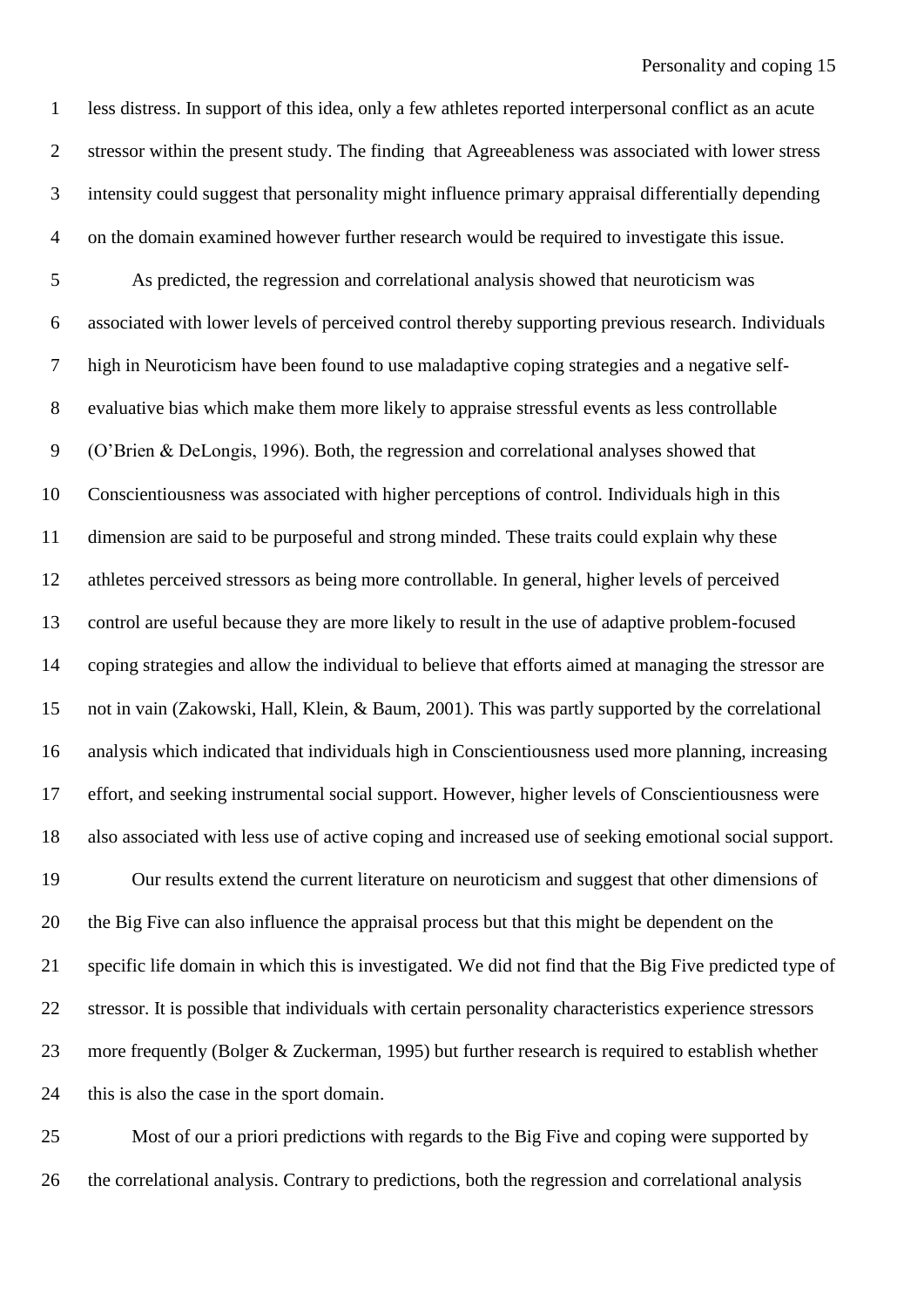less distress. In support of this idea, only a few athletes reported interpersonal conflict as an acute stressor within the present study. The finding that Agreeableness was associated with lower stress intensity could suggest that personality might influence primary appraisal differentially depending on the domain examined however further research would be required to investigate this issue.

As predicted, the regression and correlational analysis showed that neuroticism was associated with lower levels of perceived control thereby supporting previous research. Individuals high in Neuroticism have been found to use maladaptive coping strategies and a negative self-evaluative bias which make them more likely to appraise stressful events as less controllable (O'Brien & DeLongis, 1996). Both, the regression and correlational analyses showed that Conscientiousness was associated with higher perceptions of control. Individuals high in this dimension are said to be purposeful and strong minded. These traits could explain why these athletes perceived stressors as being more controllable. In general, higher levels of perceived control are useful because they are more likely to result in the use of adaptive problem-focused coping strategies and allow the individual to believe that efforts aimed at managing the stressor are not in vain (Zakowski, Hall, Klein, & Baum, 2001). This was partly supported by the correlational analysis which indicated that individuals high in Conscientiousness used more planning, increasing effort, and seeking instrumental social support. However, higher levels of Conscientiousness were also associated with less use of active coping and increased use of seeking emotional social support.

Our results extend the current literature on neuroticism and suggest that other dimensions of the Big Five can also influence the appraisal process but that this might be dependent on the specific life domain in which this is investigated. We did not find that the Big Five predicted type of stressor. It is possible that individuals with certain personality characteristics experience stressors more frequently (Bolger & Zuckerman, 1995) but further research is required to establish whether this is also the case in the sport domain.

Most of our a priori predictions with regards to the Big Five and coping were supported by the correlational analysis. Contrary to predictions, both the regression and correlational analysis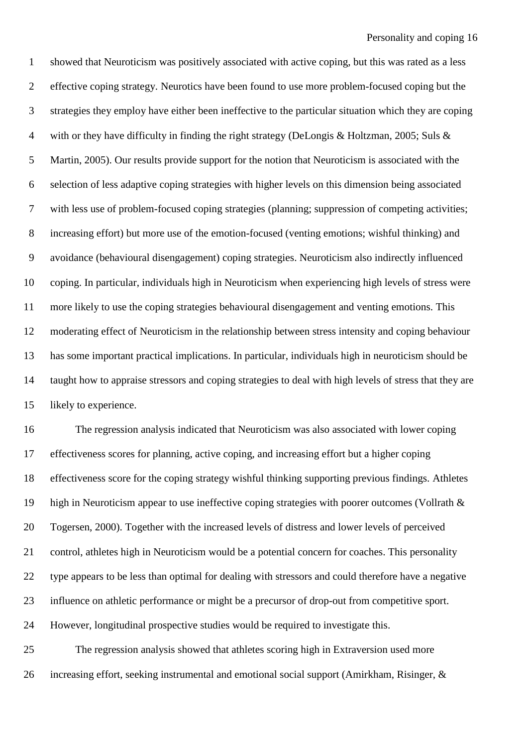showed that Neuroticism was positively associated with active coping, but this was rated as a less effective coping strategy. Neurotics have been found to use more problem-focused coping but the strategies they employ have either been ineffective to the particular situation which they are coping with or they have difficulty in finding the right strategy (DeLongis & Holtzman, 2005; Suls & Martin, 2005). Our results provide support for the notion that Neuroticism is associated with the selection of less adaptive coping strategies with higher levels on this dimension being associated with less use of problem-focused coping strategies (planning; suppression of competing activities; increasing effort) but more use of the emotion-focused (venting emotions; wishful thinking) and avoidance (behavioural disengagement) coping strategies. Neuroticism also indirectly influenced coping. In particular, individuals high in Neuroticism when experiencing high levels of stress were more likely to use the coping strategies behavioural disengagement and venting emotions. This moderating effect of Neuroticism in the relationship between stress intensity and coping behaviour has some important practical implications. In particular, individuals high in neuroticism should be taught how to appraise stressors and coping strategies to deal with high levels of stress that they are likely to experience.

The regression analysis indicated that Neuroticism was also associated with lower coping effectiveness scores for planning, active coping, and increasing effort but a higher coping effectiveness score for the coping strategy wishful thinking supporting previous findings. Athletes high in Neuroticism appear to use ineffective coping strategies with poorer outcomes (Vollrath & Togersen, 2000). Together with the increased levels of distress and lower levels of perceived control, athletes high in Neuroticism would be a potential concern for coaches. This personality type appears to be less than optimal for dealing with stressors and could therefore have a negative influence on athletic performance or might be a precursor of drop-out from competitive sport. However, longitudinal prospective studies would be required to investigate this.

The regression analysis showed that athletes scoring high in Extraversion used more increasing effort, seeking instrumental and emotional social support (Amirkham, Risinger, &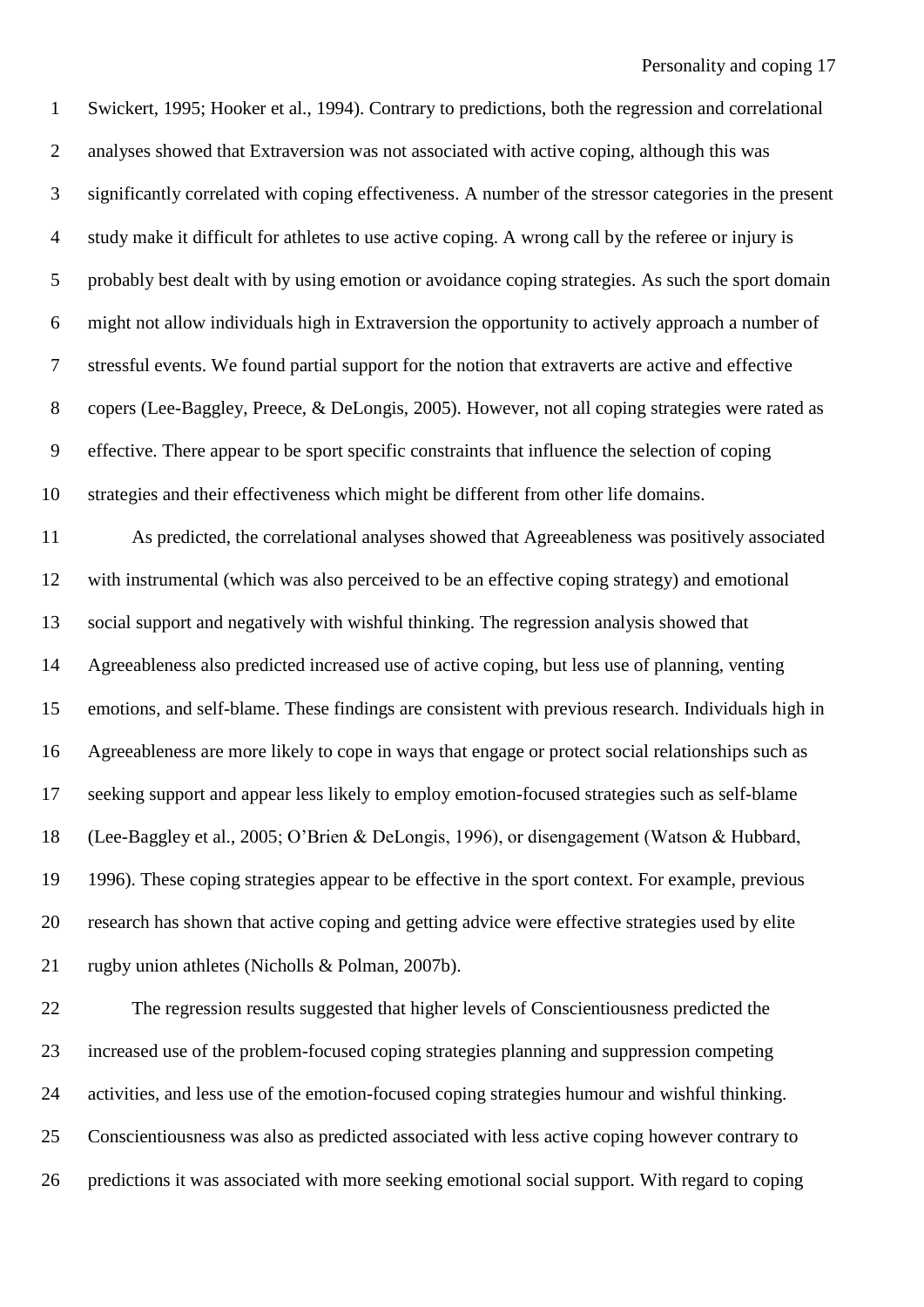Swickert, 1995; Hooker et al., 1994). Contrary to predictions, both the regression and correlational analyses showed that Extraversion was not associated with active coping, although this was significantly correlated with coping effectiveness. A number of the stressor categories in the present study make it difficult for athletes to use active coping. A wrong call by the referee or injury is probably best dealt with by using emotion or avoidance coping strategies. As such the sport domain might not allow individuals high in Extraversion the opportunity to actively approach a number of stressful events. We found partial support for the notion that extraverts are active and effective copers (Lee-Baggley, Preece, & DeLongis, 2005). However, not all coping strategies were rated as effective. There appear to be sport specific constraints that influence the selection of coping strategies and their effectiveness which might be different from other life domains.

As predicted, the correlational analyses showed that Agreeableness was positively associated with instrumental (which was also perceived to be an effective coping strategy) and emotional social support and negatively with wishful thinking. The regression analysis showed that Agreeableness also predicted increased use of active coping, but less use of planning, venting emotions, and self-blame. These findings are consistent with previous research. Individuals high in Agreeableness are more likely to cope in ways that engage or protect social relationships such as seeking support and appear less likely to employ emotion-focused strategies such as self-blame (Lee-Baggley et al., 2005; O'Brien & DeLongis, 1996), or disengagement (Watson & Hubbard, 1996). These coping strategies appear to be effective in the sport context. For example, previous research has shown that active coping and getting advice were effective strategies used by elite rugby union athletes (Nicholls & Polman, 2007b).

The regression results suggested that higher levels of Conscientiousness predicted the increased use of the problem-focused coping strategies planning and suppression competing activities, and less use of the emotion-focused coping strategies humour and wishful thinking. Conscientiousness was also as predicted associated with less active coping however contrary to predictions it was associated with more seeking emotional social support. With regard to coping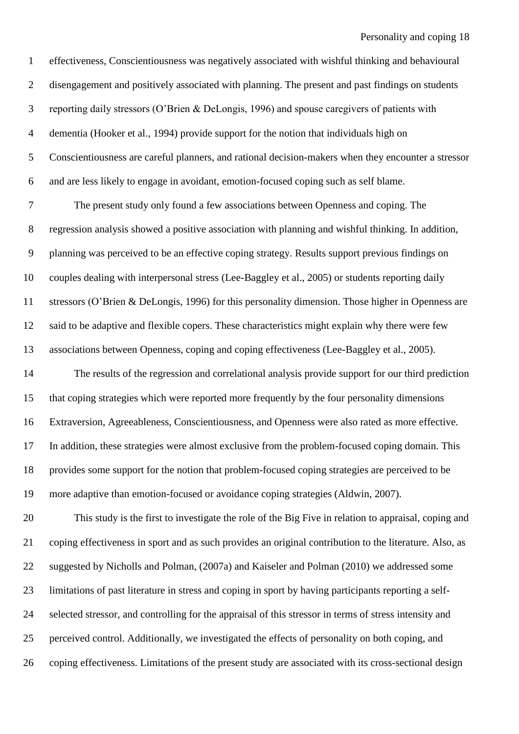effectiveness, Conscientiousness was negatively associated with wishful thinking and behavioural disengagement and positively associated with planning. The present and past findings on students reporting daily stressors (O'Brien & DeLongis, 1996) and spouse caregivers of patients with dementia (Hooker et al., 1994) provide support for the notion that individuals high on Conscientiousness are careful planners, and rational decision-makers when they encounter a stressor and are less likely to engage in avoidant, emotion-focused coping such as self blame.

The present study only found a few associations between Openness and coping. The regression analysis showed a positive association with planning and wishful thinking. In addition, planning was perceived to be an effective coping strategy. Results support previous findings on couples dealing with interpersonal stress (Lee-Baggley et al., 2005) or students reporting daily stressors (O'Brien & DeLongis, 1996) for this personality dimension. Those higher in Openness are said to be adaptive and flexible copers. These characteristics might explain why there were few associations between Openness, coping and coping effectiveness (Lee-Baggley et al., 2005).

The results of the regression and correlational analysis provide support for our third prediction that coping strategies which were reported more frequently by the four personality dimensions Extraversion, Agreeableness, Conscientiousness, and Openness were also rated as more effective. In addition, these strategies were almost exclusive from the problem-focused coping domain. This provides some support for the notion that problem-focused coping strategies are perceived to be more adaptive than emotion-focused or avoidance coping strategies (Aldwin, 2007).

This study is the first to investigate the role of the Big Five in relation to appraisal, coping and coping effectiveness in sport and as such provides an original contribution to the literature. Also, as suggested by Nicholls and Polman, (2007a) and Kaiseler and Polman (2010) we addressed some limitations of past literature in stress and coping in sport by having participants reporting a self-selected stressor, and controlling for the appraisal of this stressor in terms of stress intensity and perceived control. Additionally, we investigated the effects of personality on both coping, and coping effectiveness. Limitations of the present study are associated with its cross-sectional design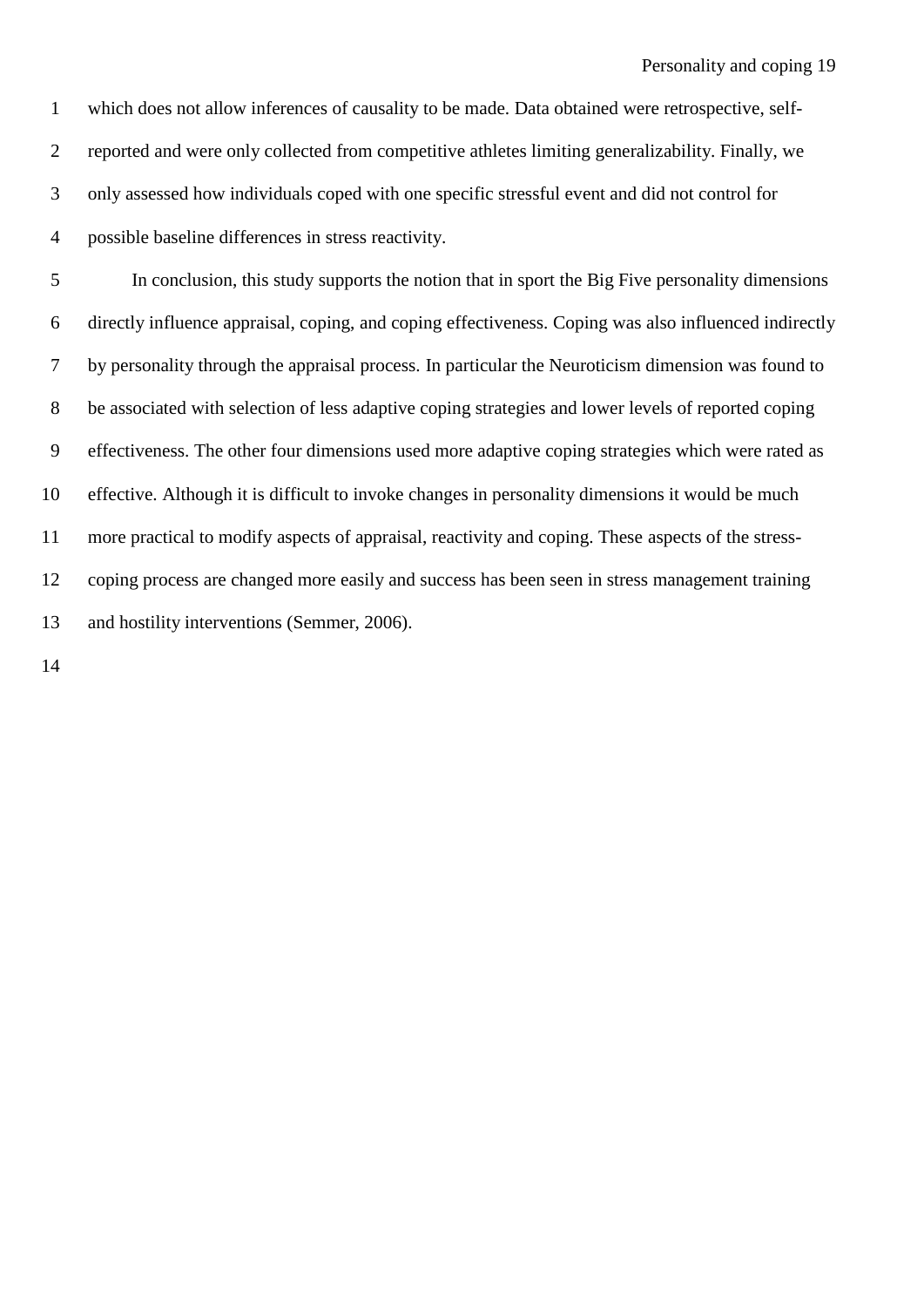which does not allow inferences of causality to be made. Data obtained were retrospective, self-reported and were only collected from competitive athletes limiting generalizability. Finally, we only assessed how individuals coped with one specific stressful event and did not control for possible baseline differences in stress reactivity.

In conclusion, this study supports the notion that in sport the Big Five personality dimensions directly influence appraisal, coping, and coping effectiveness. Coping was also influenced indirectly by personality through the appraisal process. In particular the Neuroticism dimension was found to be associated with selection of less adaptive coping strategies and lower levels of reported coping effectiveness. The other four dimensions used more adaptive coping strategies which were rated as effective. Although it is difficult to invoke changes in personality dimensions it would be much more practical to modify aspects of appraisal, reactivity and coping. These aspects of the stress-coping process are changed more easily and success has been seen in stress management training and hostility interventions (Semmer, 2006).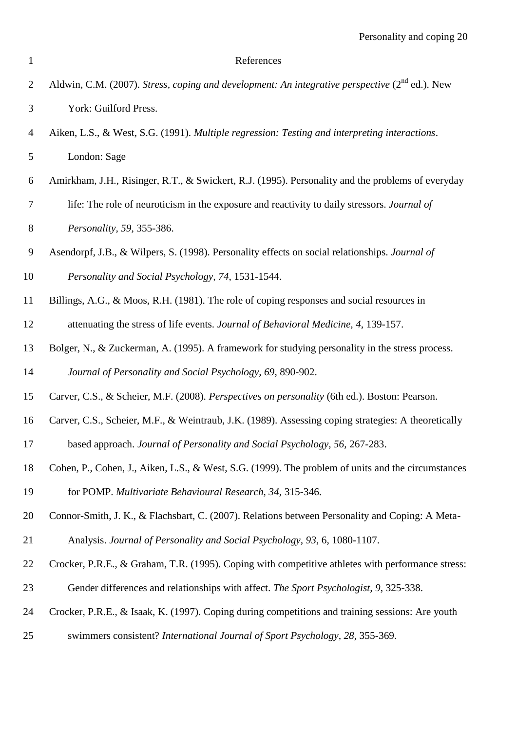# References

Aldwin, C.M. (2007). *Stress, coping and development: An integrative perspective* (2nd ed.). New York: Guilford Press.

Aiken, L.S., & West, S.G. (1991). *Multiple regression: Testing and interpreting interactions*. London: Sage

Amirkham, J.H., Risinger, R.T., & Swickert, R.J. (1995). Personality and the problems of everyday life: The role of neuroticism in the exposure and reactivity to daily stressors. *Journal of Personality, 59*, 355-386.

Asendorpf, J.B., & Wilpers, S. (1998). Personality effects on social relationships. *Journal of Personality and Social Psychology, 74*, 1531-1544.

Billings, A.G., & Moos, R.H. (1981). The role of coping responses and social resources in attenuating the stress of life events. *Journal of Behavioral Medicine, 4*, 139-157.

Bolger, N., & Zuckerman, A. (1995). A framework for studying personality in the stress process. *Journal of Personality and Social Psychology, 69*, 890-902.

Carver, C.S., & Scheier, M.F. (2008). *Perspectives on personality* (6th ed.). Boston: Pearson.

Carver, C.S., Scheier, M.F., & Weintraub, J.K. (1989). Assessing coping strategies: A theoretically based approach. *Journal of Personality and Social Psychology, 56*, 267-283.

Cohen, P., Cohen, J., Aiken, L.S., & West, S.G. (1999). The problem of units and the circumstances for POMP. *Multivariate Behavioural Research, 34*, 315-346.

Connor-Smith, J. K., & Flachsbart, C. (2007). Relations between Personality and Coping: A Meta-Analysis. *Journal of Personality and Social Psychology, 93*, 6, 1080-1107.

Crocker, P.R.E., & Graham, T.R. (1995). Coping with competitive athletes with performance stress: Gender differences and relationships with affect. *The Sport Psychologist, 9*, 325-338.

Crocker, P.R.E., & Isaak, K. (1997). Coping during competitions and training sessions: Are youth swimmers consistent? *International Journal of Sport Psychology, 28*, 355-369.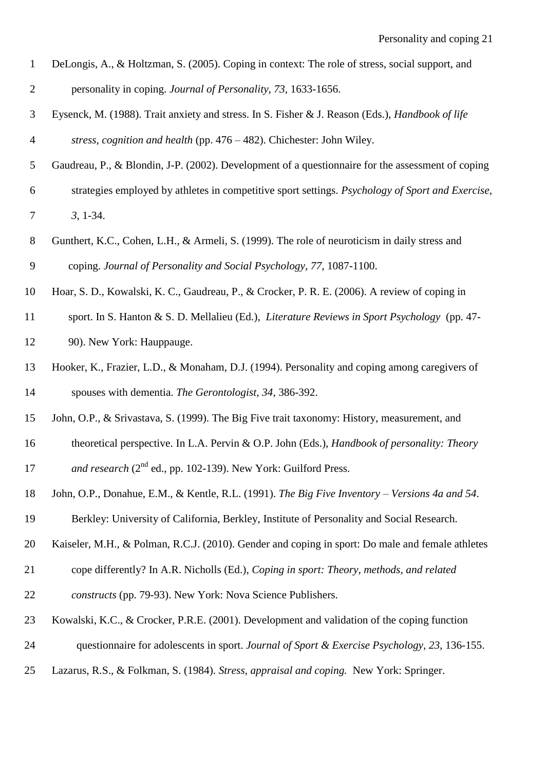DeLongis, A., & Holtzman, S. (2005). Coping in context: The role of stress, social support, and personality in coping. *Journal of Personality*, *73*, 1633-1656.

Eysenck, M. (1988). Trait anxiety and stress. In S. Fisher & J. Reason (Eds.), *Handbook of life stress, cognition and health* (pp. 476 – 482). Chichester: John Wiley.

Gaudreau, P., & Blondin, J-P. (2002). Development of a questionnaire for the assessment of coping strategies employed by athletes in competitive sport settings. *Psychology of Sport and Exercise*, *3*, 1-34.

Gunthert, K.C., Cohen, L.H., & Armeli, S. (1999). The role of neuroticism in daily stress and coping. *Journal of Personality and Social Psychology*, *77*, 1087-1100.

Hoar, S. D., Kowalski, K. C., Gaudreau, P., & Crocker, P. R. E. (2006). A review of coping in sport. In S. Hanton & S. D. Mellalieu (Ed.), *Literature Reviews in Sport Psychology* (pp. 47-90). New York: Hauppauge.

Hooker, K., Frazier, L.D., & Monaham, D.J. (1994). Personality and coping among caregivers of spouses with dementia. *The Gerontologist*, *34*, 386-392.

John, O.P., & Srivastava, S. (1999). The Big Five trait taxonomy: History, measurement, and theoretical perspective. In L.A. Pervin & O.P. John (Eds.), *Handbook of personality: Theory and research* (2nd ed., pp. 102-139). New York: Guilford Press.

John, O.P., Donahue, E.M., & Kentle, R.L. (1991). *The Big Five Inventory – Versions 4a and 54*. Berkley: University of California, Berkley, Institute of Personality and Social Research.

Kaiseler, M.H., & Polman, R.C.J. (2010). Gender and coping in sport: Do male and female athletes cope differently? In A.R. Nicholls (Ed.), *Coping in sport: Theory, methods, and related constructs* (pp. 79-93). New York: Nova Science Publishers.

Kowalski, K.C., & Crocker, P.R.E. (2001). Development and validation of the coping function questionnaire for adolescents in sport. *Journal of Sport & Exercise Psychology*, *23*, 136-155.

Lazarus, R.S., & Folkman, S. (1984). *Stress, appraisal and coping.* New York: Springer.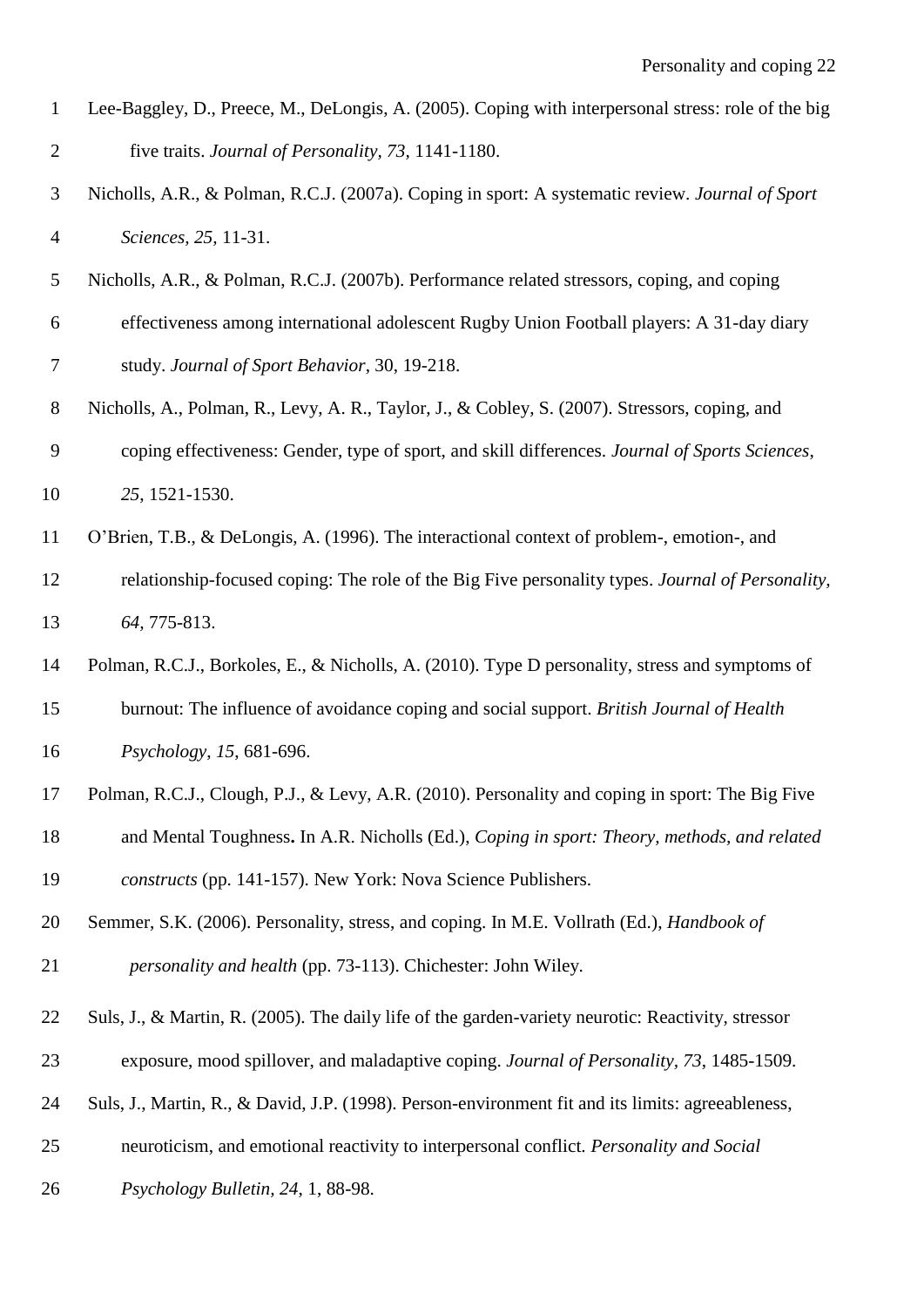Lee-Baggley, D., Preece, M., DeLongis, A. (2005). Coping with interpersonal stress: role of the big five traits. *Journal of Personality, 73*, 1141-1180.

Nicholls, A.R., & Polman, R.C.J. (2007a). Coping in sport: A systematic review. *Journal of Sport Sciences, 25,* 11-31.

Nicholls, A.R., & Polman, R.C.J. (2007b). Performance related stressors, coping, and coping effectiveness among international adolescent Rugby Union Football players: A 31-day diary study. *Journal of Sport Behavior*, 30, 19-218.

Nicholls, A., Polman, R., Levy, A. R., Taylor, J., & Cobley, S. (2007). Stressors, coping, and coping effectiveness: Gender, type of sport, and skill differences. *Journal of Sports Sciences*, *25*, 1521-1530.

O'Brien, T.B., & DeLongis, A. (1996). The interactional context of problem-, emotion-, and relationship-focused coping: The role of the Big Five personality types. *Journal of Personality, 64*, 775-813.

Polman, R.C.J., Borkoles, E., & Nicholls, A. (2010). Type D personality, stress and symptoms of burnout: The influence of avoidance coping and social support. *British Journal of Health Psychology, 15*, 681-696.

Polman, R.C.J., Clough, P.J., & Levy, A.R. (2010). Personality and coping in sport: The Big Five and Mental Toughness**.** In A.R. Nicholls (Ed.), *Coping in sport: Theory, methods, and related constructs* (pp. 141-157). New York: Nova Science Publishers.

Semmer, S.K. (2006). Personality, stress, and coping. In M.E. Vollrath (Ed.), *Handbook of personality and health* (pp. 73-113). Chichester: John Wiley.

Suls, J., & Martin, R. (2005). The daily life of the garden-variety neurotic: Reactivity, stressor exposure, mood spillover, and maladaptive coping. *Journal of Personality, 73*, 1485-1509.

Suls, J., Martin, R., & David, J.P. (1998). Person-environment fit and its limits: agreeableness, neuroticism, and emotional reactivity to interpersonal conflict. *Personality and Social Psychology Bulletin, 24*, 1, 88-98.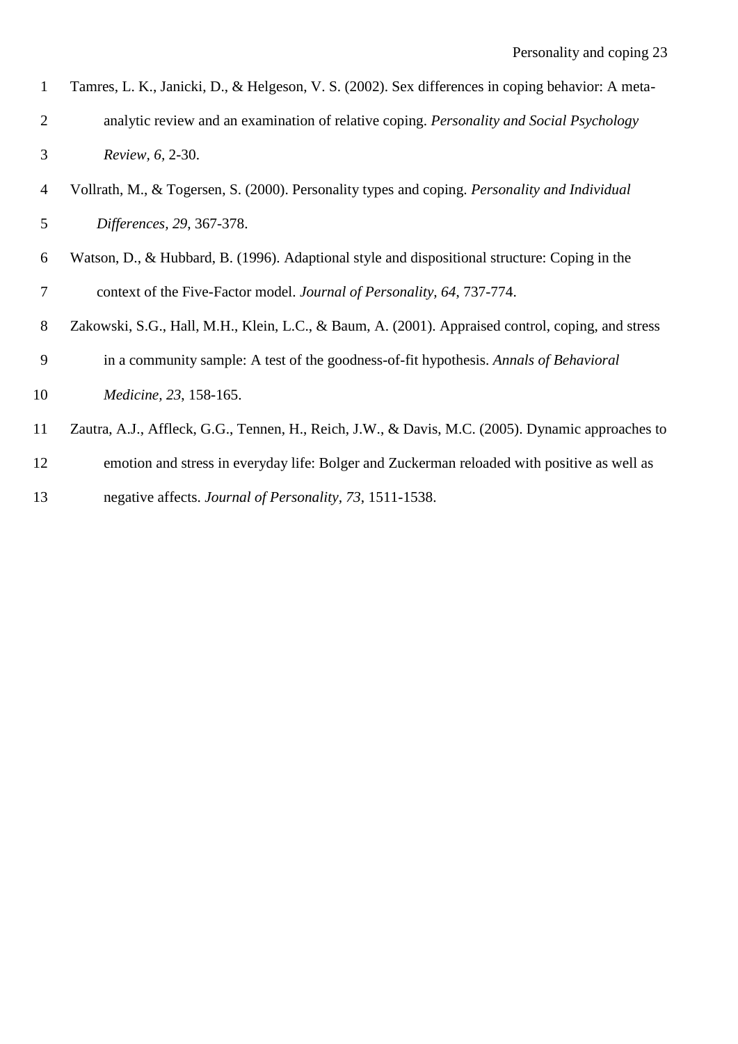Tamres, L. K., Janicki, D., & Helgeson, V. S. (2002). Sex differences in coping behavior: A meta-analytic review and an examination of relative coping. *Personality and Social Psychology Review*, *6*, 2-30.

Vollrath, M., & Togersen, S. (2000). Personality types and coping. *Personality and Individual Differences*, *29*, 367-378.

Watson, D., & Hubbard, B. (1996). Adaptional style and dispositional structure: Coping in the context of the Five-Factor model. *Journal of Personality*, *64*, 737-774.

Zakowski, S.G., Hall, M.H., Klein, L.C., & Baum, A. (2001). Appraised control, coping, and stress in a community sample: A test of the goodness-of-fit hypothesis. *Annals of Behavioral Medicine*, *23*, 158-165.

Zautra, A.J., Affleck, G.G., Tennen, H., Reich, J.W., & Davis, M.C. (2005). Dynamic approaches to emotion and stress in everyday life: Bolger and Zuckerman reloaded with positive as well as negative affects. *Journal of Personality*, *73*, 1511-1538.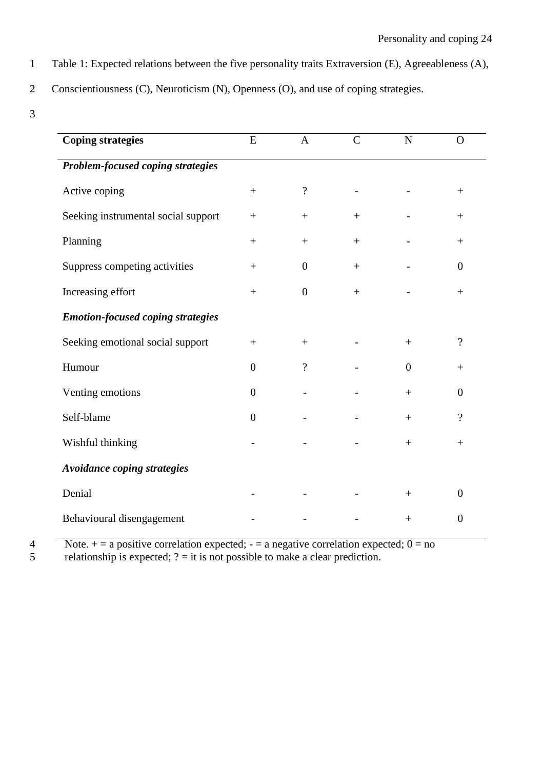Table 1: Expected relations between the five personality traits Extraversion (E), Agreeableness (A), Conscientiousness (C), Neuroticism (N), Openness (O), and use of coping strategies.

| **Coping strategies** | E | A | C | N | O |
|---|---|---|---|---|---|
| ***Problem-focused coping strategies*** | | | | | |
| Active coping | + | ? | - | - | + |
| Seeking instrumental social support | + | + | + | - | + |
| Planning | + | + | + | - | + |
| Suppress competing activities | + | 0 | + | - | 0 |
| Increasing effort | + | 0 | + | - | + |
| ***Emotion-focused coping strategies*** | | | | | |
| Seeking emotional social support | + | + | - | + | ? |
| Humour | 0 | ? | - | 0 | + |
| Venting emotions | 0 | - | - | + | 0 |
| Self-blame | 0 | - | - | + | ? |
| Wishful thinking | - | - | - | + | + |
| ***Avoidance coping strategies*** | | | | | |
| Denial | - | - | - | + | 0 |
| Behavioural disengagement | - | - | - | + | 0 |

Note. + = a positive correlation expected; - = a negative correlation expected; 0 = no relationship is expected; ? = it is not possible to make a clear prediction.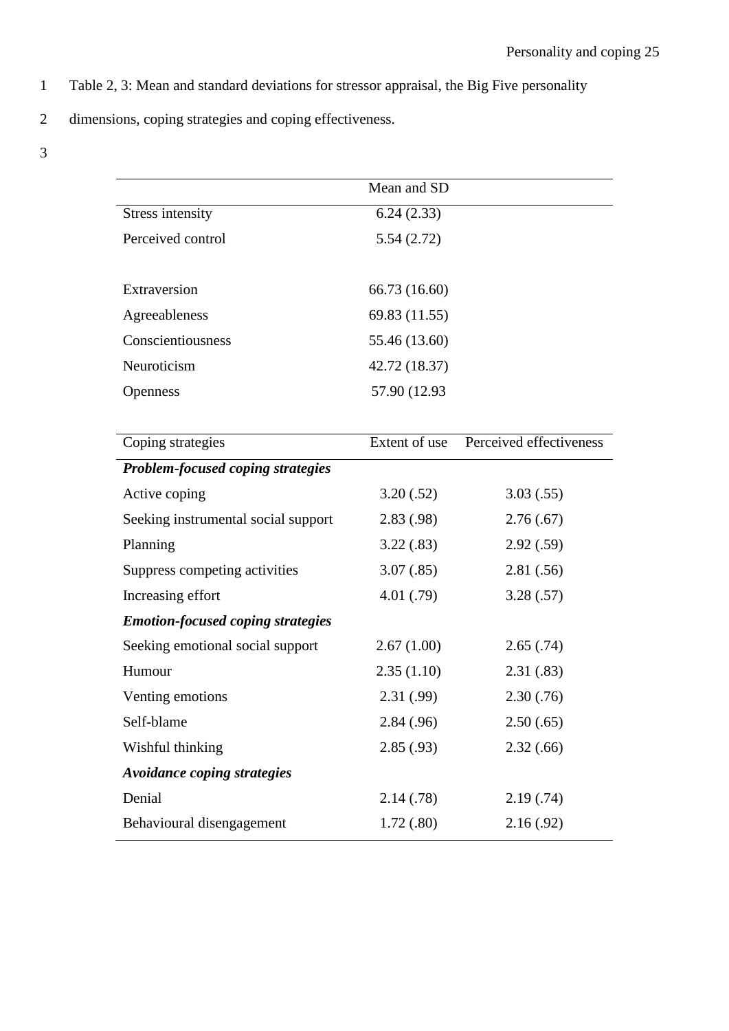Table 2, 3: Mean and standard deviations for stressor appraisal, the Big Five personality dimensions, coping strategies and coping effectiveness.

| | Mean and SD |
|---|---|
| Stress intensity | 6.24 (2.33) |
| Perceived control | 5.54 (2.72) |
| | |
| Extraversion | 66.73 (16.60) |
| Agreeableness | 69.83 (11.55) |
| Conscientiousness | 55.46 (13.60) |
| Neuroticism | 42.72 (18.37) |
| Openness | 57.90 (12.93 |

| Coping strategies | Extent of use | Perceived effectiveness |
|---|---|---|
| ***Problem-focused coping strategies*** | | |
| Active coping | 3.20 (.52) | 3.03 (.55) |
| Seeking instrumental social support | 2.83 (.98) | 2.76 (.67) |
| Planning | 3.22 (.83) | 2.92 (.59) |
| Suppress competing activities | 3.07 (.85) | 2.81 (.56) |
| Increasing effort | 4.01 (.79) | 3.28 (.57) |
| ***Emotion-focused coping strategies*** | | |
| Seeking emotional social support | 2.67 (1.00) | 2.65 (.74) |
| Humour | 2.35 (1.10) | 2.31 (.83) |
| Venting emotions | 2.31 (.99) | 2.30 (.76) |
| Self-blame | 2.84 (.96) | 2.50 (.65) |
| Wishful thinking | 2.85 (.93) | 2.32 (.66) |
| ***Avoidance coping strategies*** | | |
| Denial | 2.14 (.78) | 2.19 (.74) |
| Behavioural disengagement | 1.72 (.80) | 2.16 (.92) |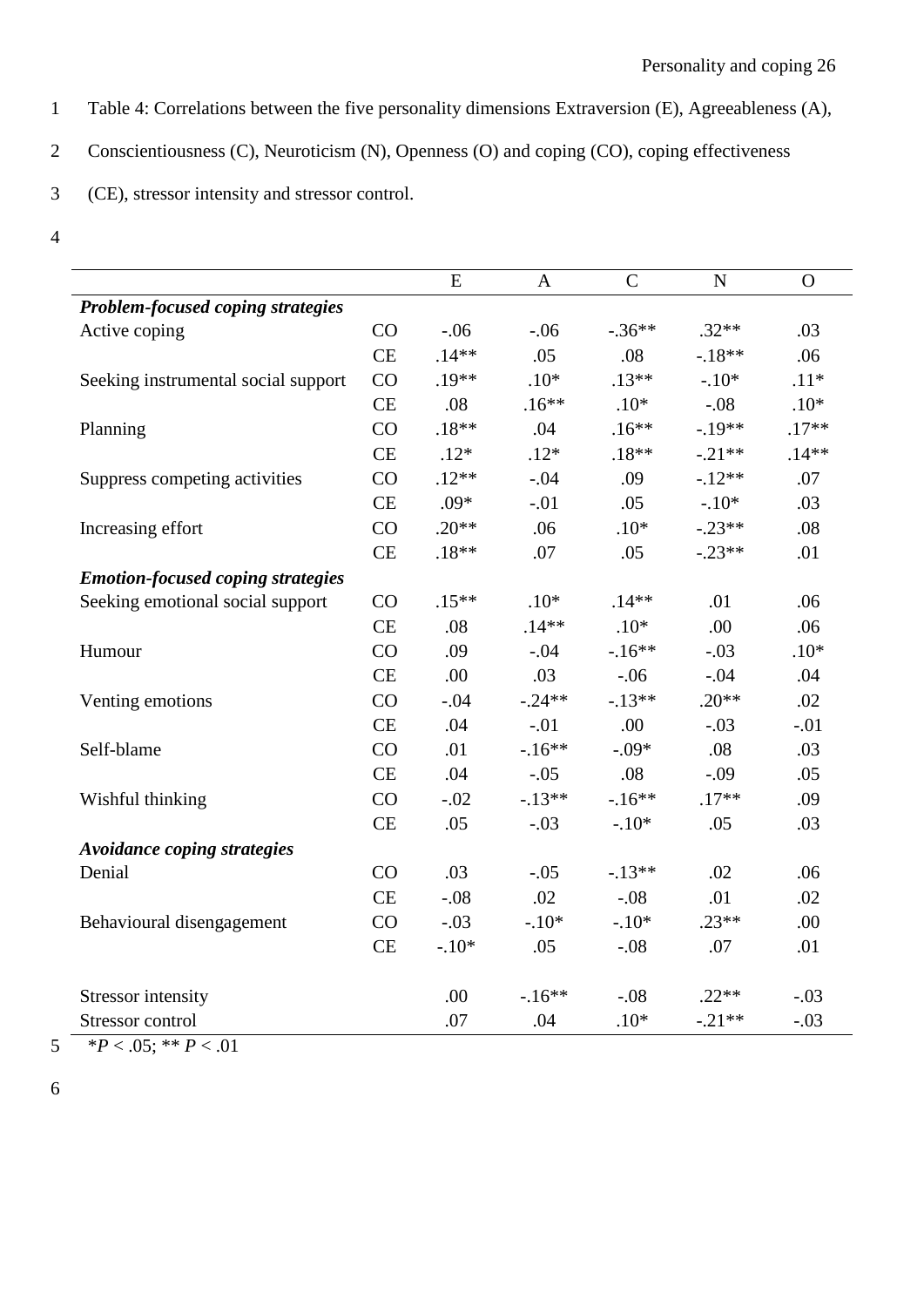Table 4: Correlations between the five personality dimensions Extraversion (E), Agreeableness (A), Conscientiousness (C), Neuroticism (N), Openness (O) and coping (CO), coping effectiveness (CE), stressor intensity and stressor control.

| | | E | A | C | N | O |
|---|---|---|---|---|---|---|
| ***Problem-focused coping strategies*** | | | | | | |
| Active coping | CO | -.06 | -.06 | -.36** | .32** | .03 |
| | CE | .14** | .05 | .08 | -.18** | .06 |
| Seeking instrumental social support | CO | .19** | .10* | .13** | -.10* | .11* |
| | CE | .08 | .16** | .10* | -.08 | .10* |
| Planning | CO | .18** | .04 | .16** | -.19** | .17** |
| | CE | .12* | .12* | .18** | -.21** | .14** |
| Suppress competing activities | CO | .12** | -.04 | .09 | -.12** | .07 |
| | CE | .09* | -.01 | .05 | -.10* | .03 |
| Increasing effort | CO | .20** | .06 | .10* | -.23** | .08 |
| | CE | .18** | .07 | .05 | -.23** | .01 |
| ***Emotion-focused coping strategies*** | | | | | | |
| Seeking emotional social support | CO | .15** | .10* | .14** | .01 | .06 |
| | CE | .08 | .14** | .10* | .00 | .06 |
| Humour | CO | .09 | -.04 | -.16** | -.03 | .10* |
| | CE | .00 | .03 | -.06 | -.04 | .04 |
| Venting emotions | CO | -.04 | -.24** | -.13** | .20** | .02 |
| | CE | .04 | -.01 | .00 | -.03 | -.01 |
| Self-blame | CO | .01 | -.16** | -.09* | .08 | .03 |
| | CE | .04 | -.05 | .08 | -.09 | .05 |
| Wishful thinking | CO | -.02 | -.13** | -.16** | .17** | .09 |
| | CE | .05 | -.03 | -.10* | .05 | .03 |
| ***Avoidance coping strategies*** | | | | | | |
| Denial | CO | .03 | -.05 | -.13** | .02 | .06 |
| | CE | -.08 | .02 | -.08 | .01 | .02 |
| Behavioural disengagement | CO | -.03 | -.10* | -.10* | .23** | .00 |
| | CE | -.10* | .05 | -.08 | .07 | .01 |
| | | | | | | |
| Stressor intensity | | .00 | -.16** | -.08 | .22** | -.03 |
| Stressor control | | .07 | .04 | .10* | -.21** | -.03 |

*$P < .05$; ** $P < .01$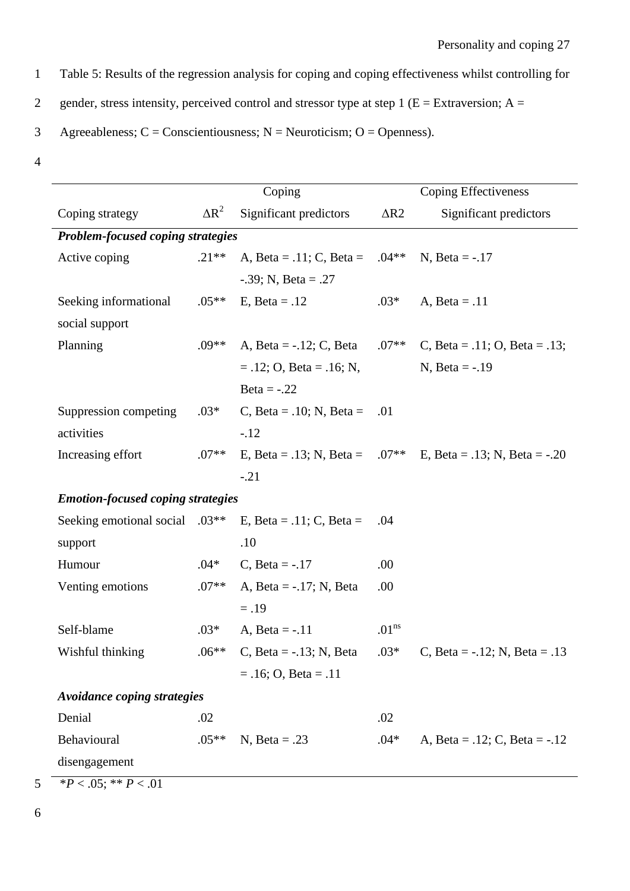Table 5: Results of the regression analysis for coping and coping effectiveness whilst controlling for gender, stress intensity, perceived control and stressor type at step 1 (E = Extraversion; A = Agreeableness; C = Conscientiousness; N = Neuroticism; O = Openness).

| | Coping | | Coping Effectiveness | |
|---|---|---|---|---|
| Coping strategy | $\Delta R^2$ | Significant predictors | $\Delta R2$ | Significant predictors |
| ***Problem-focused coping strategies*** | | | | |
| Active coping | .21** | A, Beta = .11; C, Beta = -.39; N, Beta = .27 | .04** | N, Beta = -.17 |
| Seeking informational social support | .05** | E, Beta = .12 | .03* | A, Beta = .11 |
| Planning | .09** | A, Beta = -.12; C, Beta = .12; O, Beta = .16; N, Beta = -.22 | .07** | C, Beta = .11; O, Beta = .13; N, Beta = -.19 |
| Suppression competing activities | .03* | C, Beta = .10; N, Beta = -.12 | .01 | |
| Increasing effort | .07** | E, Beta = .13; N, Beta = -.21 | .07** | E, Beta = .13; N, Beta = -.20 |
| ***Emotion-focused coping strategies*** | | | | |
| Seeking emotional social support | .03** | E, Beta = .11; C, Beta = .10 | .04 | |
| Humour | .04* | C, Beta = -.17 | .00 | |
| Venting emotions | .07** | A, Beta = -.17; N, Beta = .19 | .00 | |
| Self-blame | .03* | A, Beta = -.11 | .01[ns] | |
| Wishful thinking | .06** | C, Beta = -.13; N, Beta = .16; O, Beta = .11 | .03* | C, Beta = -.12; N, Beta = .13 |
| ***Avoidance coping strategies*** | | | | |
| Denial | .02 | | .02 | |
| Behavioural disengagement | .05** | N, Beta = .23 | .04* | A, Beta = .12; C, Beta = -.12 |

*$P < .05$; ** $P < .01$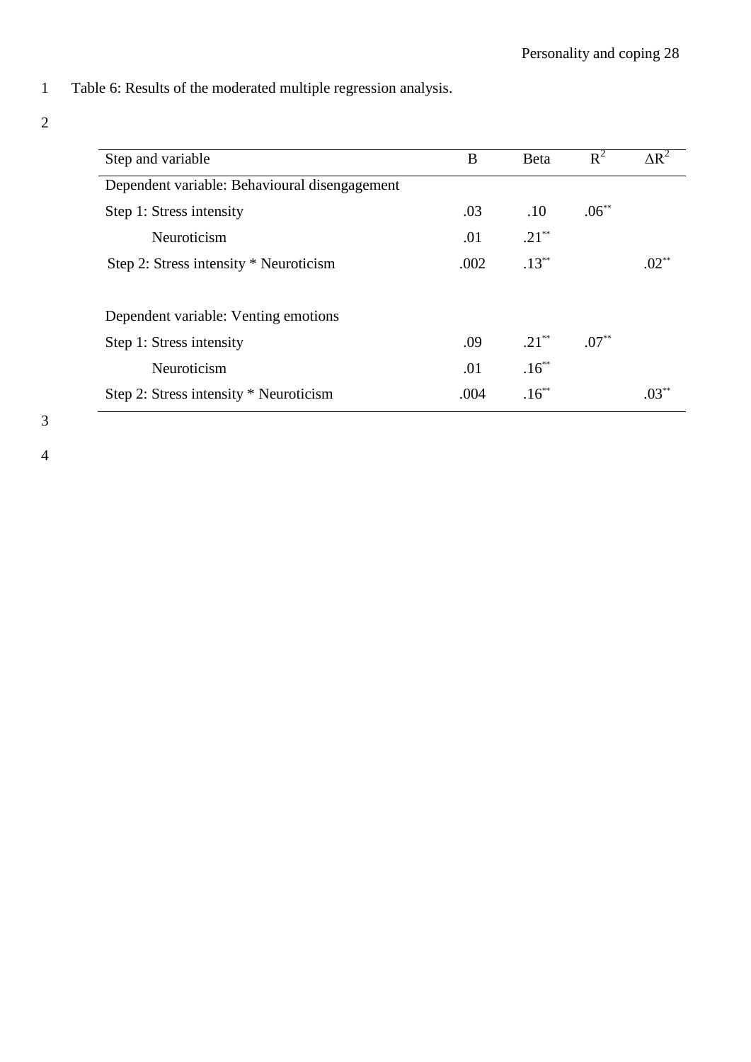Table 6: Results of the moderated multiple regression analysis.

| Step and variable | B | Beta | $R^2$ | $\Delta R^2$ |
|---|---|---|---|---|
| Dependent variable: Behavioural disengagement | | | | |
| Step 1: Stress intensity | .03 | .10 | .06** | |
| Neuroticism | .01 | .21** | | |
| Step 2: Stress intensity * Neuroticism | .002 | .13** | | .02** |
| | | | | |
| Dependent variable: Venting emotions | | | | |
| Step 1: Stress intensity | .09 | .21** | .07** | |
| Neuroticism | .01 | .16** | | |
| Step 2: Stress intensity * Neuroticism | .004 | .16** | | .03** |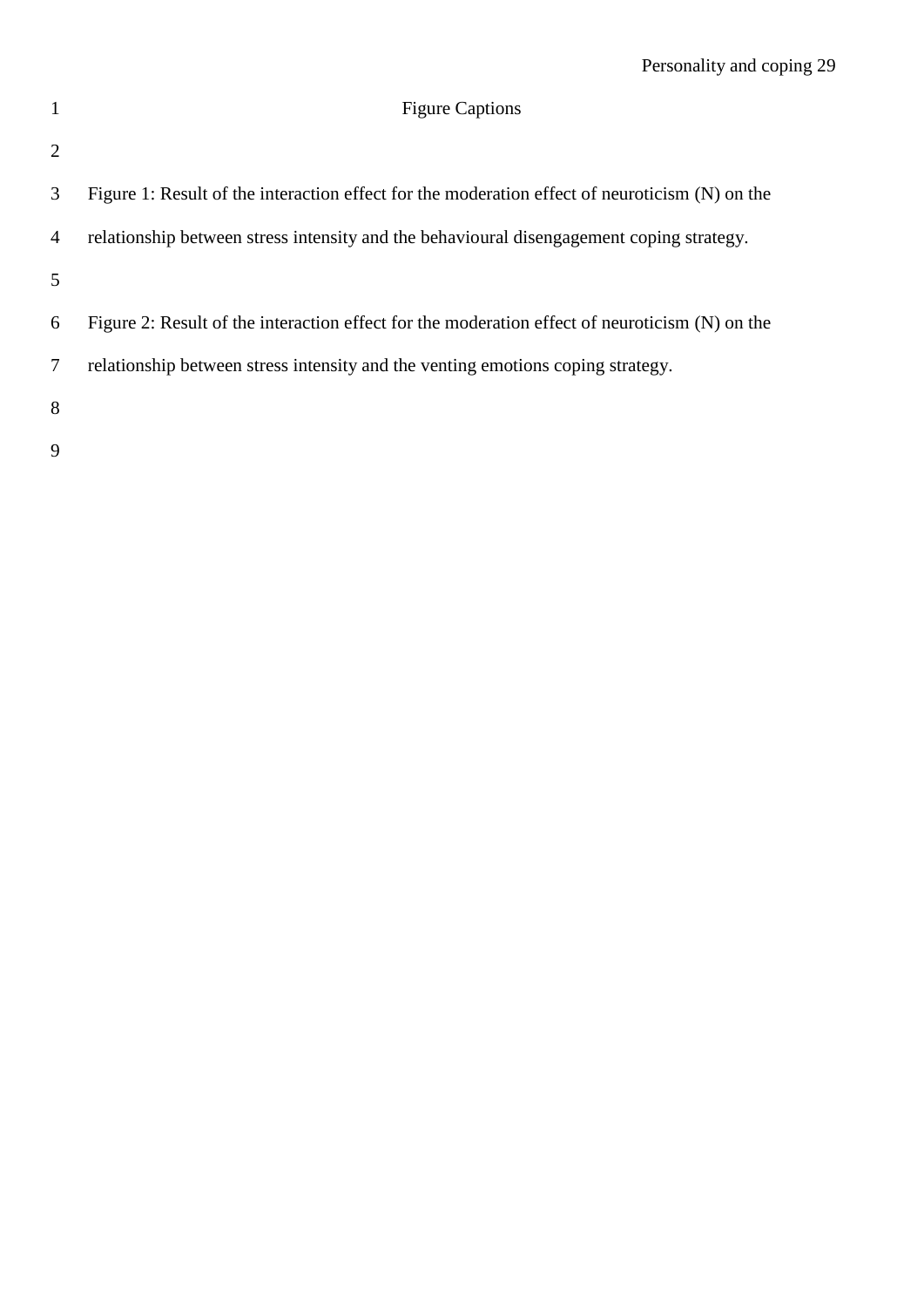# Figure Captions

Figure 1: Result of the interaction effect for the moderation effect of neuroticism (N) on the relationship between stress intensity and the behavioural disengagement coping strategy.

Figure 2: Result of the interaction effect for the moderation effect of neuroticism (N) on the relationship between stress intensity and the venting emotions coping strategy.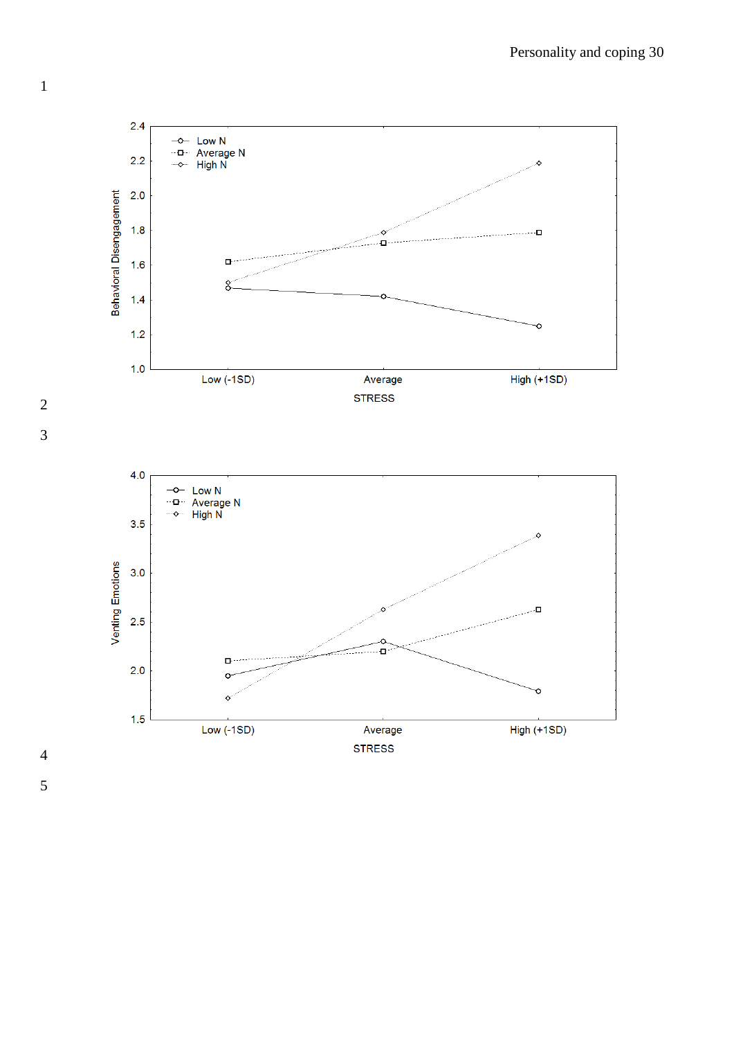2.4
2.2
2.0
1.8
1.6
1.4
1.2
1.0

Behavioral Disengagement

Low N
Average N
High N

Low (-1SD)
Average
High (+1SD)

STRESS

4.0
3.5
3.0
2.5
2.0
1.5

Venting Emotions

Low N
Average N
High N

Low (-1SD)
Average
High (+1SD)

STRESS